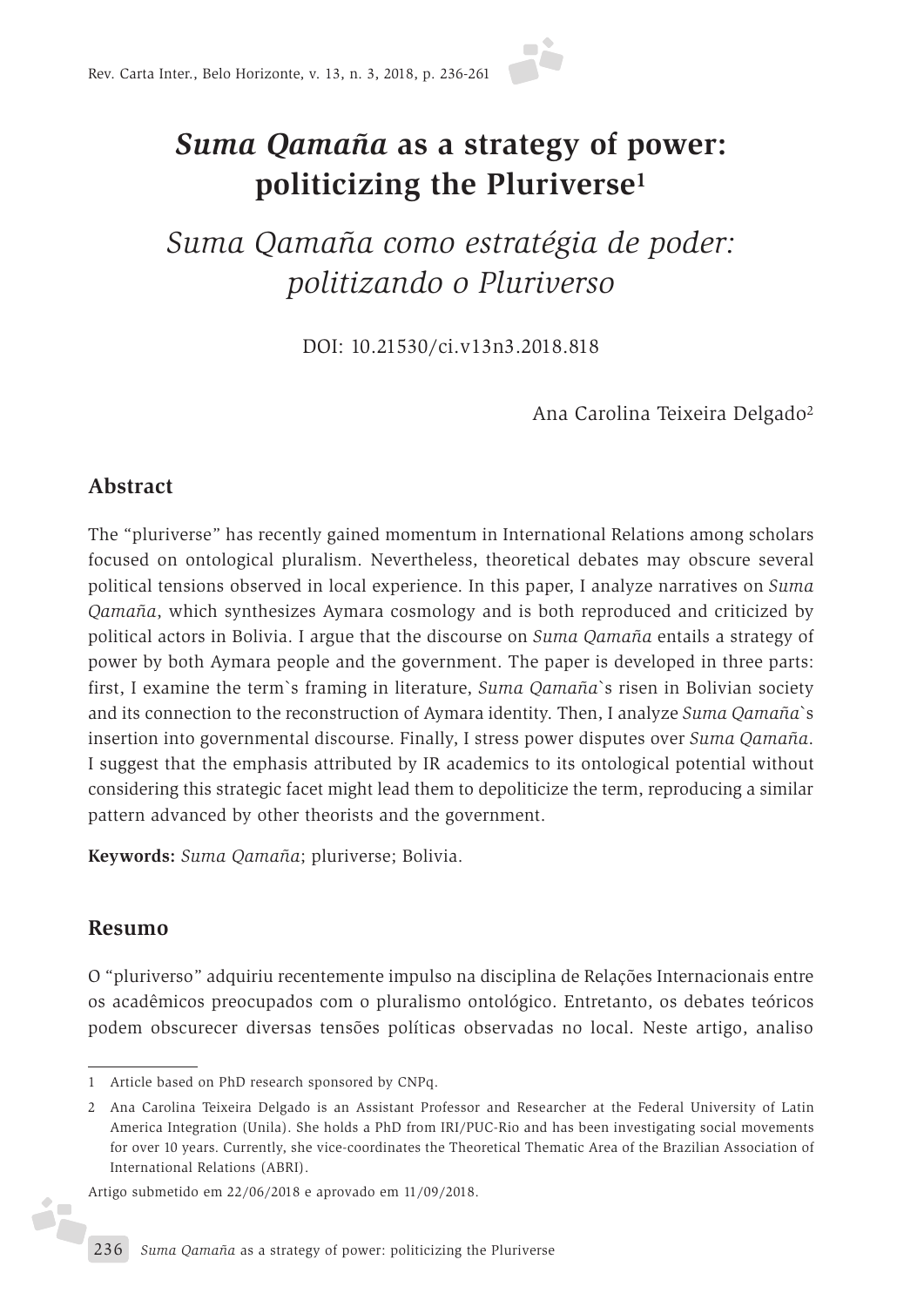# *Suma Qamaña* as a strategy of power: politicizing the Pluriverse[1]

## *Suma Qamaña como estratégia de poder: politizando o Pluriverso*

DOI: 10.21530/ci.v13n3.2018.818

Ana Carolina Teixeira Delgado[2]

## Abstract

The "pluriverse" has recently gained momentum in International Relations among scholars focused on ontological pluralism. Nevertheless, theoretical debates may obscure several political tensions observed in local experience. In this paper, I analyze narratives on *Suma Qamaña*, which synthesizes Aymara cosmology and is both reproduced and criticized by political actors in Bolivia. I argue that the discourse on *Suma Qamaña* entails a strategy of power by both Aymara people and the government. The paper is developed in three parts: first, I examine the term`s framing in literature, *Suma Qamaña*`s risen in Bolivian society and its connection to the reconstruction of Aymara identity. Then, I analyze *Suma Qamaña*`s insertion into governmental discourse. Finally, I stress power disputes over *Suma Qamaña*. I suggest that the emphasis attributed by IR academics to its ontological potential without considering this strategic facet might lead them to depoliticize the term, reproducing a similar pattern advanced by other theorists and the government.

**Keywords:** *Suma Qamaña*; pluriverse; Bolivia.

## Resumo

O "pluriverso" adquiriu recentemente impulso na disciplina de Relações Internacionais entre os acadêmicos preocupados com o pluralismo ontológico. Entretanto, os debates teóricos podem obscurecer diversas tensões políticas observadas no local. Neste artigo, analiso

---

1 Article based on PhD research sponsored by CNPq.

2 Ana Carolina Teixeira Delgado is an Assistant Professor and Researcher at the Federal University of Latin America Integration (Unila). She holds a PhD from IRI/PUC-Rio and has been investigating social movements for over 10 years. Currently, she vice-coordinates the Theoretical Thematic Area of the Brazilian Association of International Relations (ABRI).

Artigo submetido em 22/06/2018 e aprovado em 11/09/2018.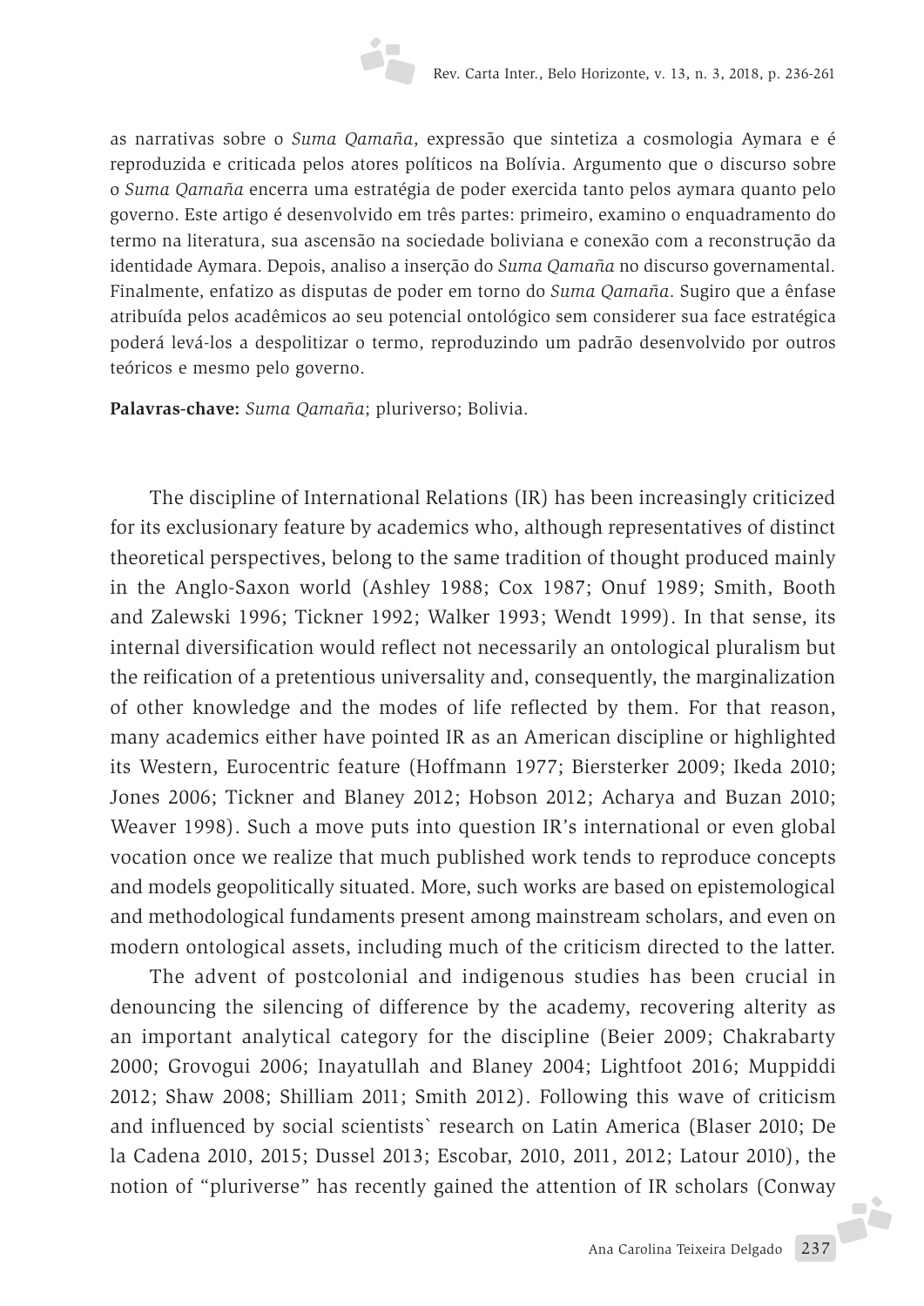as narrativas sobre o *Suma Qamaña*, expressão que sintetiza a cosmologia Aymara e é reproduzida e criticada pelos atores políticos na Bolívia. Argumento que o discurso sobre o *Suma Qamaña* encerra uma estratégia de poder exercida tanto pelos aymara quanto pelo governo. Este artigo é desenvolvido em três partes: primeiro, examino o enquadramento do termo na literatura, sua ascensão na sociedade boliviana e conexão com a reconstrução da identidade Aymara. Depois, analiso a inserção do *Suma Qamaña* no discurso governamental. Finalmente, enfatizo as disputas de poder em torno do *Suma Qamaña*. Sugiro que a ênfase atribuída pelos acadêmicos ao seu potencial ontológico sem considerer sua face estratégica poderá levá-los a despolitizar o termo, reproduzindo um padrão desenvolvido por outros teóricos e mesmo pelo governo.

**Palavras-chave:** *Suma Qamaña*; pluriverso; Bolivia.

The discipline of International Relations (IR) has been increasingly criticized for its exclusionary feature by academics who, although representatives of distinct theoretical perspectives, belong to the same tradition of thought produced mainly in the Anglo-Saxon world (Ashley 1988; Cox 1987; Onuf 1989; Smith, Booth and Zalewski 1996; Tickner 1992; Walker 1993; Wendt 1999). In that sense, its internal diversification would reflect not necessarily an ontological pluralism but the reification of a pretentious universality and, consequently, the marginalization of other knowledge and the modes of life reflected by them. For that reason, many academics either have pointed IR as an American discipline or highlighted its Western, Eurocentric feature (Hoffmann 1977; Biersterker 2009; Ikeda 2010; Jones 2006; Tickner and Blaney 2012; Hobson 2012; Acharya and Buzan 2010; Weaver 1998). Such a move puts into question IR's international or even global vocation once we realize that much published work tends to reproduce concepts and models geopolitically situated. More, such works are based on epistemological and methodological fundaments present among mainstream scholars, and even on modern ontological assets, including much of the criticism directed to the latter.

The advent of postcolonial and indigenous studies has been crucial in denouncing the silencing of difference by the academy, recovering alterity as an important analytical category for the discipline (Beier 2009; Chakrabarty 2000; Grovogui 2006; Inayatullah and Blaney 2004; Lightfoot 2016; Muppiddi 2012; Shaw 2008; Shilliam 2011; Smith 2012). Following this wave of criticism and influenced by social scientists` research on Latin America (Blaser 2010; De la Cadena 2010, 2015; Dussel 2013; Escobar, 2010, 2011, 2012; Latour 2010), the notion of "pluriverse" has recently gained the attention of IR scholars (Conway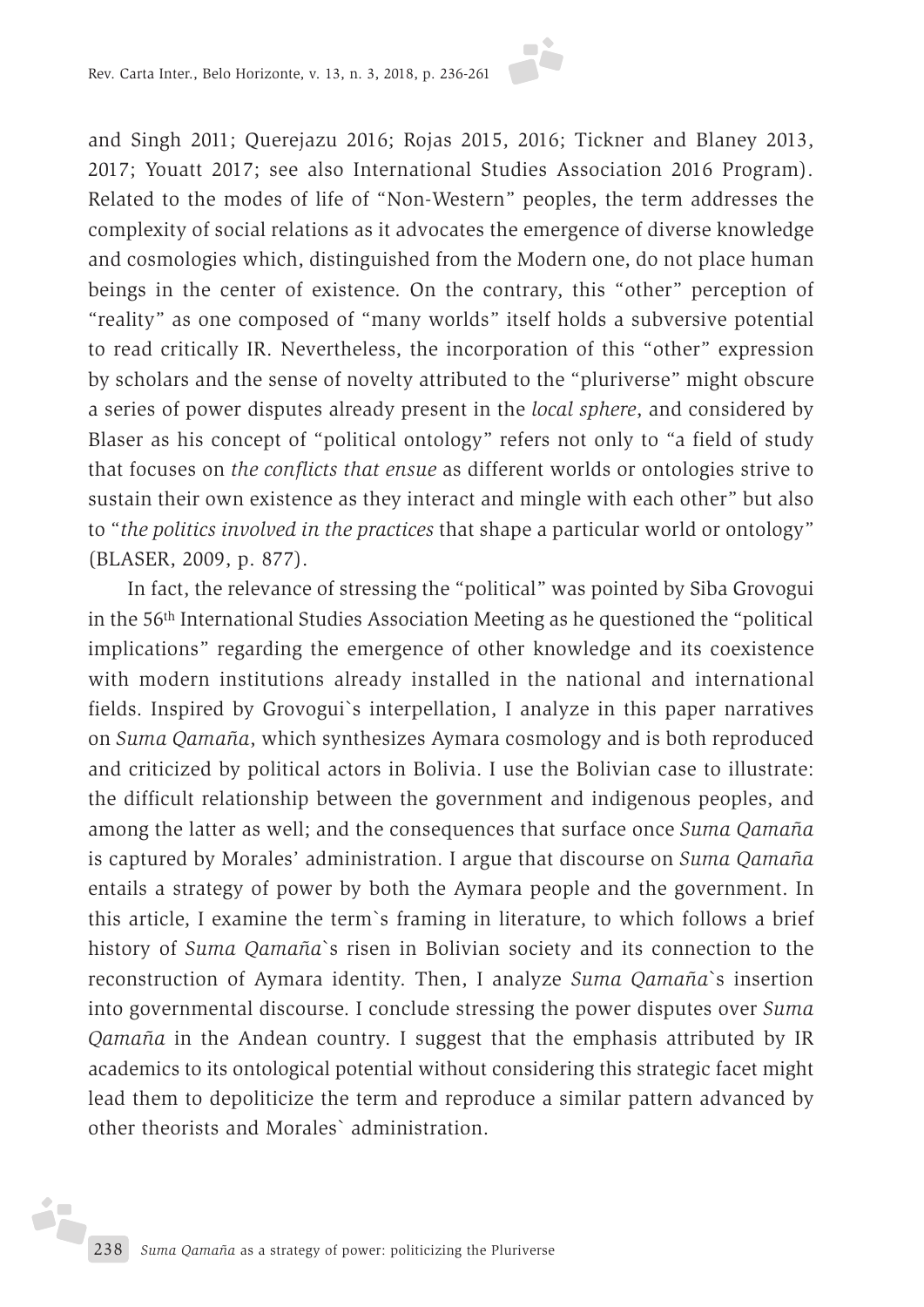and Singh 2011; Querejazu 2016; Rojas 2015, 2016; Tickner and Blaney 2013, 2017; Youatt 2017; see also International Studies Association 2016 Program). Related to the modes of life of "Non-Western" peoples, the term addresses the complexity of social relations as it advocates the emergence of diverse knowledge and cosmologies which, distinguished from the Modern one, do not place human beings in the center of existence. On the contrary, this "other" perception of "reality" as one composed of "many worlds" itself holds a subversive potential to read critically IR. Nevertheless, the incorporation of this "other" expression by scholars and the sense of novelty attributed to the "pluriverse" might obscure a series of power disputes already present in the *local sphere*, and considered by Blaser as his concept of "political ontology" refers not only to "a field of study that focuses on *the conflicts that ensue* as different worlds or ontologies strive to sustain their own existence as they interact and mingle with each other" but also to "*the politics involved in the practices* that shape a particular world or ontology" (BLASER, 2009, p. 877).

In fact, the relevance of stressing the "political" was pointed by Siba Grovogui in the 56th International Studies Association Meeting as he questioned the "political implications" regarding the emergence of other knowledge and its coexistence with modern institutions already installed in the national and international fields. Inspired by Grovogui`s interpellation, I analyze in this paper narratives on *Suma Qamaña*, which synthesizes Aymara cosmology and is both reproduced and criticized by political actors in Bolivia. I use the Bolivian case to illustrate: the difficult relationship between the government and indigenous peoples, and among the latter as well; and the consequences that surface once *Suma Qamaña* is captured by Morales' administration. I argue that discourse on *Suma Qamaña* entails a strategy of power by both the Aymara people and the government. In this article, I examine the term`s framing in literature, to which follows a brief history of *Suma Qamaña*`s risen in Bolivian society and its connection to the reconstruction of Aymara identity. Then, I analyze *Suma Qamaña*`s insertion into governmental discourse. I conclude stressing the power disputes over *Suma Qamaña* in the Andean country. I suggest that the emphasis attributed by IR academics to its ontological potential without considering this strategic facet might lead them to depoliticize the term and reproduce a similar pattern advanced by other theorists and Morales` administration.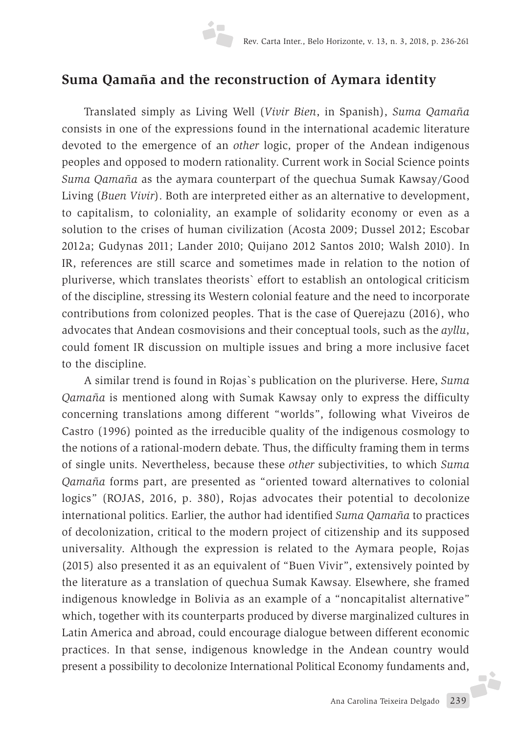## Suma Qamaña and the reconstruction of Aymara identity

Translated simply as Living Well (*Vivir Bien*, in Spanish), *Suma Qamaña* consists in one of the expressions found in the international academic literature devoted to the emergence of an *other* logic, proper of the Andean indigenous peoples and opposed to modern rationality. Current work in Social Science points *Suma Qamaña* as the aymara counterpart of the quechua Sumak Kawsay/Good Living (*Buen Vivir*). Both are interpreted either as an alternative to development, to capitalism, to coloniality, an example of solidarity economy or even as a solution to the crises of human civilization (Acosta 2009; Dussel 2012; Escobar 2012a; Gudynas 2011; Lander 2010; Quijano 2012 Santos 2010; Walsh 2010). In IR, references are still scarce and sometimes made in relation to the notion of pluriverse, which translates theorists` effort to establish an ontological criticism of the discipline, stressing its Western colonial feature and the need to incorporate contributions from colonized peoples. That is the case of Querejazu (2016), who advocates that Andean cosmovisions and their conceptual tools, such as the *ayllu*, could foment IR discussion on multiple issues and bring a more inclusive facet to the discipline.

A similar trend is found in Rojas`s publication on the pluriverse. Here, *Suma Qamaña* is mentioned along with Sumak Kawsay only to express the difficulty concerning translations among different "worlds", following what Viveiros de Castro (1996) pointed as the irreducible quality of the indigenous cosmology to the notions of a rational-modern debate. Thus, the difficulty framing them in terms of single units. Nevertheless, because these *other* subjectivities, to which *Suma Qamaña* forms part, are presented as "oriented toward alternatives to colonial logics" (ROJAS, 2016, p. 380), Rojas advocates their potential to decolonize international politics. Earlier, the author had identified *Suma Qamaña* to practices of decolonization, critical to the modern project of citizenship and its supposed universality. Although the expression is related to the Aymara people, Rojas (2015) also presented it as an equivalent of "Buen Vivir", extensively pointed by the literature as a translation of quechua Sumak Kawsay. Elsewhere, she framed indigenous knowledge in Bolivia as an example of a "noncapitalist alternative" which, together with its counterparts produced by diverse marginalized cultures in Latin America and abroad, could encourage dialogue between different economic practices. In that sense, indigenous knowledge in the Andean country would present a possibility to decolonize International Political Economy fundaments and,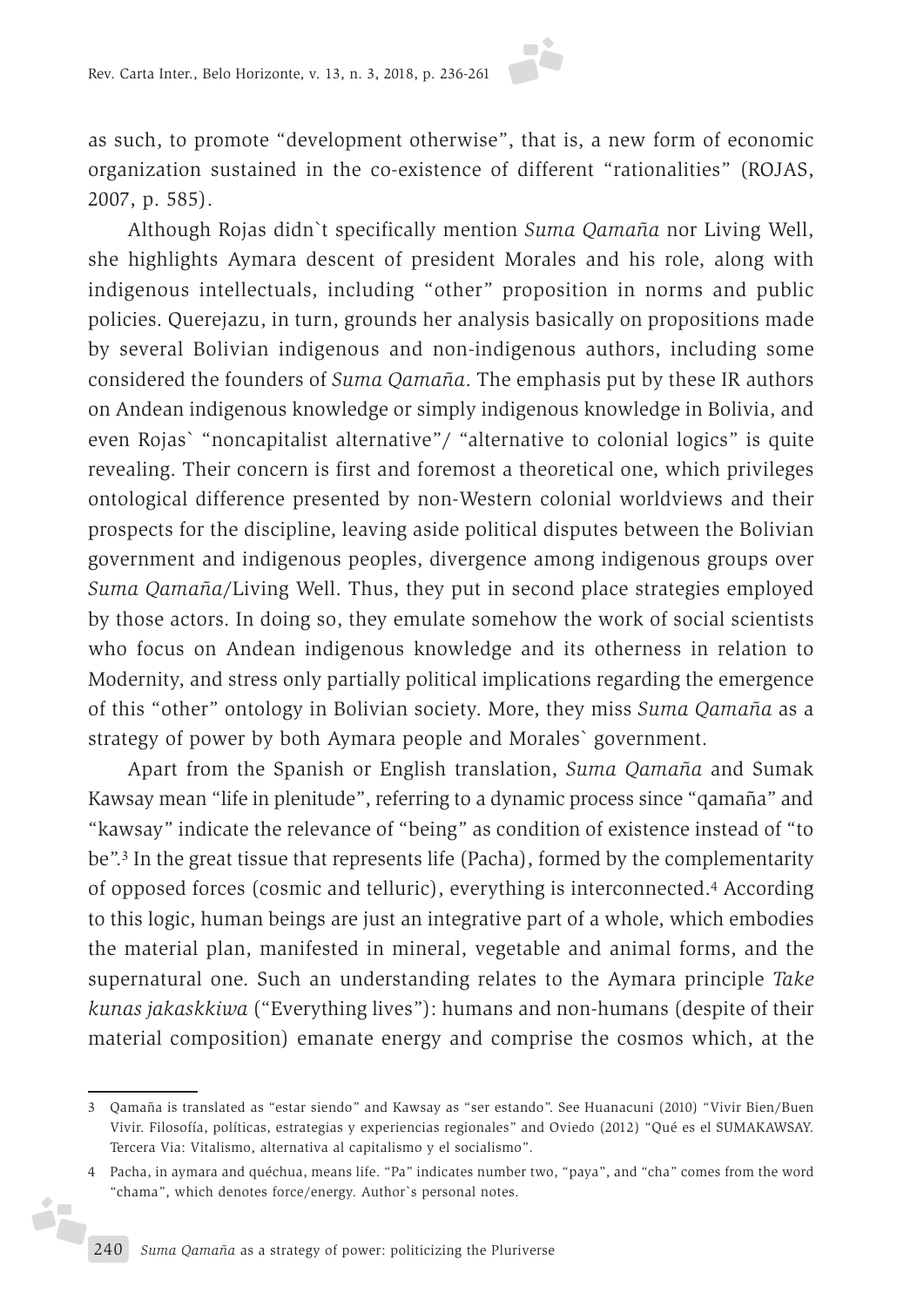as such, to promote "development otherwise", that is, a new form of economic organization sustained in the co-existence of different "rationalities" (ROJAS, 2007, p. 585).

Although Rojas didn`t specifically mention *Suma Qamaña* nor Living Well, she highlights Aymara descent of president Morales and his role, along with indigenous intellectuals, including "other" proposition in norms and public policies. Querejazu, in turn, grounds her analysis basically on propositions made by several Bolivian indigenous and non-indigenous authors, including some considered the founders of *Suma Qamaña*. The emphasis put by these IR authors on Andean indigenous knowledge or simply indigenous knowledge in Bolivia, and even Rojas` "noncapitalist alternative"/ "alternative to colonial logics" is quite revealing. Their concern is first and foremost a theoretical one, which privileges ontological difference presented by non-Western colonial worldviews and their prospects for the discipline, leaving aside political disputes between the Bolivian government and indigenous peoples, divergence among indigenous groups over *Suma Qamaña*/Living Well. Thus, they put in second place strategies employed by those actors. In doing so, they emulate somehow the work of social scientists who focus on Andean indigenous knowledge and its otherness in relation to Modernity, and stress only partially political implications regarding the emergence of this "other" ontology in Bolivian society. More, they miss *Suma Qamaña* as a strategy of power by both Aymara people and Morales` government.

Apart from the Spanish or English translation, *Suma Qamaña* and Sumak Kawsay mean "life in plenitude", referring to a dynamic process since "qamaña" and "kawsay" indicate the relevance of "being" as condition of existence instead of "to be".[3] In the great tissue that represents life (Pacha), formed by the complementarity of opposed forces (cosmic and telluric), everything is interconnected.[4] According to this logic, human beings are just an integrative part of a whole, which embodies the material plan, manifested in mineral, vegetable and animal forms, and the supernatural one. Such an understanding relates to the Aymara principle *Take kunas jakaskkiwa* ("Everything lives"): humans and non-humans (despite of their material composition) emanate energy and comprise the cosmos which, at the

---

3 Qamaña is translated as "estar siendo" and Kawsay as "ser estando". See Huanacuni (2010) "Vivir Bien/Buen Vivir. Filosofía, políticas, estrategias y experiencias regionales" and Oviedo (2012) "Qué es el SUMAKAWSAY. Tercera Via: Vitalismo, alternativa al capitalismo y el socialismo".

4 Pacha, in aymara and quéchua, means life. "Pa" indicates number two, "paya", and "cha" comes from the word "chama", which denotes force/energy. Author`s personal notes.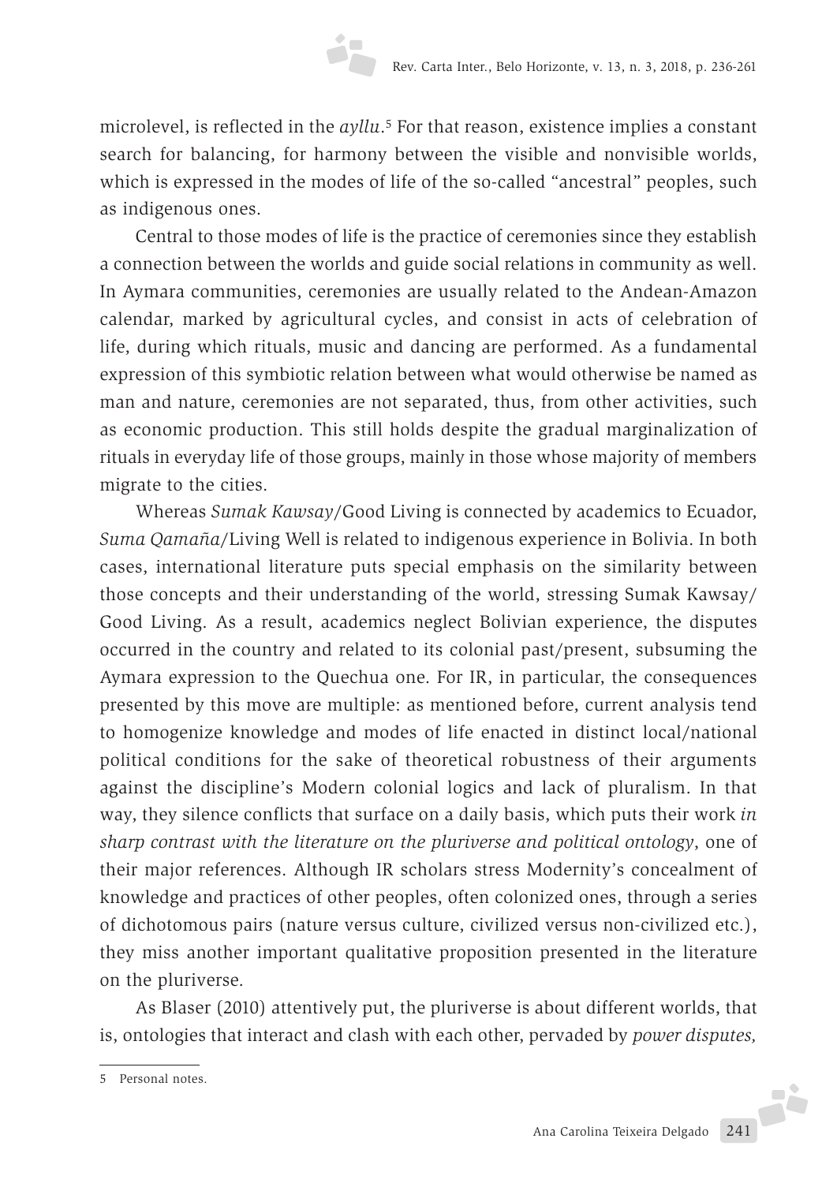microlevel, is reflected in the *ayllu*.[5] For that reason, existence implies a constant search for balancing, for harmony between the visible and nonvisible worlds, which is expressed in the modes of life of the so-called "ancestral" peoples, such as indigenous ones.

Central to those modes of life is the practice of ceremonies since they establish a connection between the worlds and guide social relations in community as well. In Aymara communities, ceremonies are usually related to the Andean-Amazon calendar, marked by agricultural cycles, and consist in acts of celebration of life, during which rituals, music and dancing are performed. As a fundamental expression of this symbiotic relation between what would otherwise be named as man and nature, ceremonies are not separated, thus, from other activities, such as economic production. This still holds despite the gradual marginalization of rituals in everyday life of those groups, mainly in those whose majority of members migrate to the cities.

Whereas *Sumak Kawsay*/Good Living is connected by academics to Ecuador, *Suma Qamaña*/Living Well is related to indigenous experience in Bolivia. In both cases, international literature puts special emphasis on the similarity between those concepts and their understanding of the world, stressing Sumak Kawsay/Good Living. As a result, academics neglect Bolivian experience, the disputes occurred in the country and related to its colonial past/present, subsuming the Aymara expression to the Quechua one. For IR, in particular, the consequences presented by this move are multiple: as mentioned before, current analysis tend to homogenize knowledge and modes of life enacted in distinct local/national political conditions for the sake of theoretical robustness of their arguments against the discipline's Modern colonial logics and lack of pluralism. In that way, they silence conflicts that surface on a daily basis, which puts their work *in sharp contrast with the literature on the pluriverse and political ontology*, one of their major references. Although IR scholars stress Modernity's concealment of knowledge and practices of other peoples, often colonized ones, through a series of dichotomous pairs (nature versus culture, civilized versus non-civilized etc.), they miss another important qualitative proposition presented in the literature on the pluriverse.

As Blaser (2010) attentively put, the pluriverse is about different worlds, that is, ontologies that interact and clash with each other, pervaded by *power disputes,*

5 Personal notes.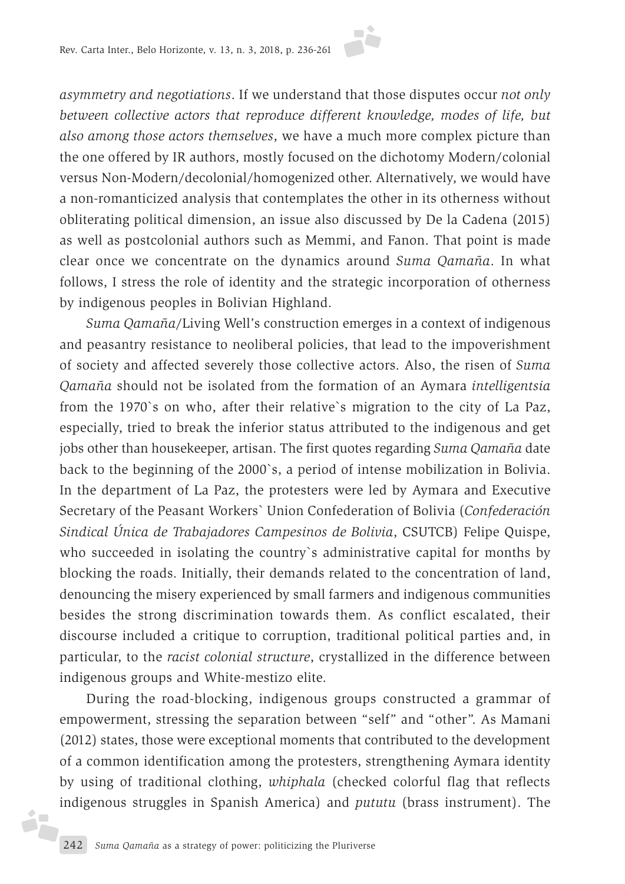*asymmetry and negotiations*. If we understand that those disputes occur *not only between collective actors that reproduce different knowledge, modes of life, but also among those actors themselves*, we have a much more complex picture than the one offered by IR authors, mostly focused on the dichotomy Modern/colonial versus Non-Modern/decolonial/homogenized other. Alternatively, we would have a non-romanticized analysis that contemplates the other in its otherness without obliterating political dimension, an issue also discussed by De la Cadena (2015) as well as postcolonial authors such as Memmi, and Fanon. That point is made clear once we concentrate on the dynamics around *Suma Qamaña*. In what follows, I stress the role of identity and the strategic incorporation of otherness by indigenous peoples in Bolivian Highland.

*Suma Qamaña*/Living Well's construction emerges in a context of indigenous and peasantry resistance to neoliberal policies, that lead to the impoverishment of society and affected severely those collective actors. Also, the risen of *Suma Qamaña* should not be isolated from the formation of an Aymara *intelligentsia* from the 1970`s on who, after their relative`s migration to the city of La Paz, especially, tried to break the inferior status attributed to the indigenous and get jobs other than housekeeper, artisan. The first quotes regarding *Suma Qamaña* date back to the beginning of the 2000`s, a period of intense mobilization in Bolivia. In the department of La Paz, the protesters were led by Aymara and Executive Secretary of the Peasant Workers` Union Confederation of Bolivia (*Confederación Sindical Única de Trabajadores Campesinos de Bolivia*, CSUTCB) Felipe Quispe, who succeeded in isolating the country`s administrative capital for months by blocking the roads. Initially, their demands related to the concentration of land, denouncing the misery experienced by small farmers and indigenous communities besides the strong discrimination towards them. As conflict escalated, their discourse included a critique to corruption, traditional political parties and, in particular, to the *racist colonial structure*, crystallized in the difference between indigenous groups and White-mestizo elite.

During the road-blocking, indigenous groups constructed a grammar of empowerment, stressing the separation between "self" and "other". As Mamani (2012) states, those were exceptional moments that contributed to the development of a common identification among the protesters, strengthening Aymara identity by using of traditional clothing, *whiphala* (checked colorful flag that reflects indigenous struggles in Spanish America) and *pututu* (brass instrument). The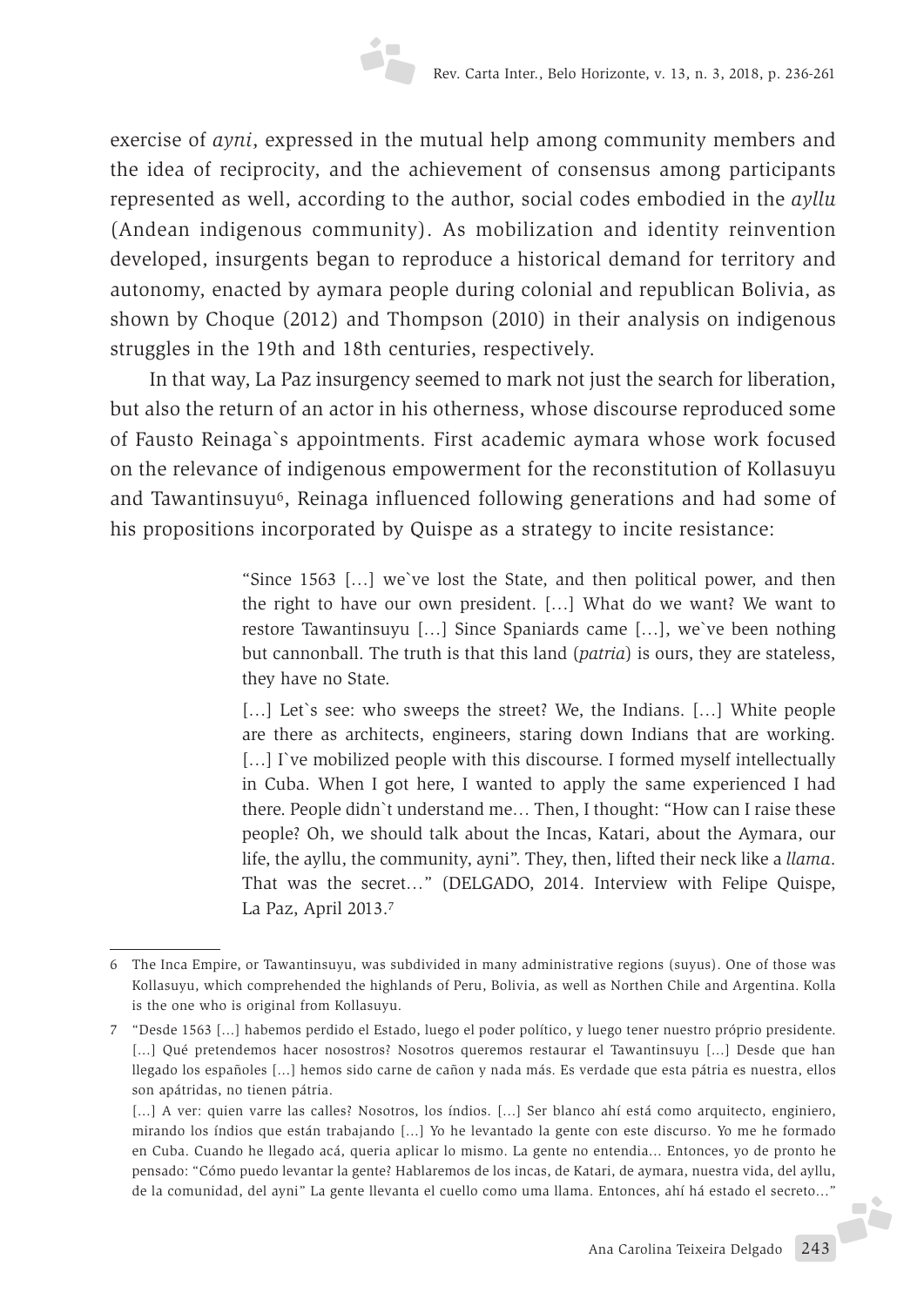exercise of *ayni*, expressed in the mutual help among community members and the idea of reciprocity, and the achievement of consensus among participants represented as well, according to the author, social codes embodied in the *ayllu* (Andean indigenous community). As mobilization and identity reinvention developed, insurgents began to reproduce a historical demand for territory and autonomy, enacted by aymara people during colonial and republican Bolivia, as shown by Choque (2012) and Thompson (2010) in their analysis on indigenous struggles in the 19th and 18th centuries, respectively.

In that way, La Paz insurgency seemed to mark not just the search for liberation, but also the return of an actor in his otherness, whose discourse reproduced some of Fausto Reinaga`s appointments. First academic aymara whose work focused on the relevance of indigenous empowerment for the reconstitution of Kollasuyu and Tawantinsuyu[6], Reinaga influenced following generations and had some of his propositions incorporated by Quispe as a strategy to incite resistance:

> "Since 1563 […] we`ve lost the State, and then political power, and then the right to have our own president. […] What do we want? We want to restore Tawantinsuyu […] Since Spaniards came […], we`ve been nothing but cannonball. The truth is that this land (*patria*) is ours, they are stateless, they have no State.
>
> […] Let`s see: who sweeps the street? We, the Indians. […] White people are there as architects, engineers, staring down Indians that are working. […] I`ve mobilized people with this discourse. I formed myself intellectually in Cuba. When I got here, I wanted to apply the same experienced I had there. People didn`t understand me… Then, I thought: "How can I raise these people? Oh, we should talk about the Incas, Katari, about the Aymara, our life, the ayllu, the community, ayni". They, then, lifted their neck like a *llama*. That was the secret…" (DELGADO, 2014. Interview with Felipe Quispe, La Paz, April 2013.[7]

---

6 The Inca Empire, or Tawantinsuyu, was subdivided in many administrative regions (suyus). One of those was Kollasuyu, which comprehended the highlands of Peru, Bolivia, as well as Northen Chile and Argentina. Kolla is the one who is original from Kollasuyu.

7 "Desde 1563 […] habemos perdido el Estado, luego el poder político, y luego tener nuestro próprio presidente. […] Qué pretendemos hacer nosostros? Nosotros queremos restaurar el Tawantinsuyu […] Desde que han llegado los españoles […] hemos sido carne de cañon y nada más. Es verdade que esta pátria es nuestra, ellos son apátridas, no tienen pátria.

[…] A ver: quien varre las calles? Nosotros, los índios. […] Ser blanco ahí está como arquitecto, enginiero, mirando los índios que están trabajando […] Yo he levantado la gente con este discurso. Yo me he formado en Cuba. Cuando he llegado acá, queria aplicar lo mismo. La gente no entendia… Entonces, yo de pronto he pensado: "Cómo puedo levantar la gente? Hablaremos de los incas, de Katari, de aymara, nuestra vida, del ayllu, de la comunidad, del ayni" La gente llevanta el cuello como uma llama. Entonces, ahí há estado el secreto…"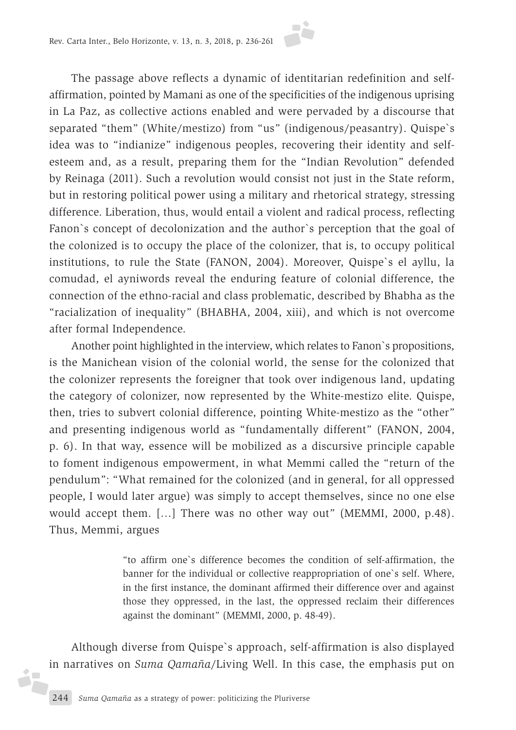The passage above reflects a dynamic of identitarian redefinition and self-affirmation, pointed by Mamani as one of the specificities of the indigenous uprising in La Paz, as collective actions enabled and were pervaded by a discourse that separated "them" (White/mestizo) from "us" (indigenous/peasantry). Quispe`s idea was to "indianize" indigenous peoples, recovering their identity and self-esteem and, as a result, preparing them for the "Indian Revolution" defended by Reinaga (2011). Such a revolution would consist not just in the State reform, but in restoring political power using a military and rhetorical strategy, stressing difference. Liberation, thus, would entail a violent and radical process, reflecting Fanon`s concept of decolonization and the author`s perception that the goal of the colonized is to occupy the place of the colonizer, that is, to occupy political institutions, to rule the State (FANON, 2004). Moreover, Quispe`s el ayllu, la comudad, el ayniwords reveal the enduring feature of colonial difference, the connection of the ethno-racial and class problematic, described by Bhabha as the "racialization of inequality" (BHABHA, 2004, xiii), and which is not overcome after formal Independence.

Another point highlighted in the interview, which relates to Fanon`s propositions, is the Manichean vision of the colonial world, the sense for the colonized that the colonizer represents the foreigner that took over indigenous land, updating the category of colonizer, now represented by the White-mestizo elite. Quispe, then, tries to subvert colonial difference, pointing White-mestizo as the "other" and presenting indigenous world as "fundamentally different" (FANON, 2004, p. 6). In that way, essence will be mobilized as a discursive principle capable to foment indigenous empowerment, in what Memmi called the "return of the pendulum": "What remained for the colonized (and in general, for all oppressed people, I would later argue) was simply to accept themselves, since no one else would accept them. [...] There was no other way out" (MEMMI, 2000, p.48). Thus, Memmi, argues

> "to affirm one`s difference becomes the condition of self-affirmation, the banner for the individual or collective reappropriation of one`s self. Where, in the first instance, the dominant affirmed their difference over and against those they oppressed, in the last, the oppressed reclaim their differences against the dominant" (MEMMI, 2000, p. 48-49).

Although diverse from Quispe`s approach, self-affirmation is also displayed in narratives on *Suma Qamaña*/Living Well. In this case, the emphasis put on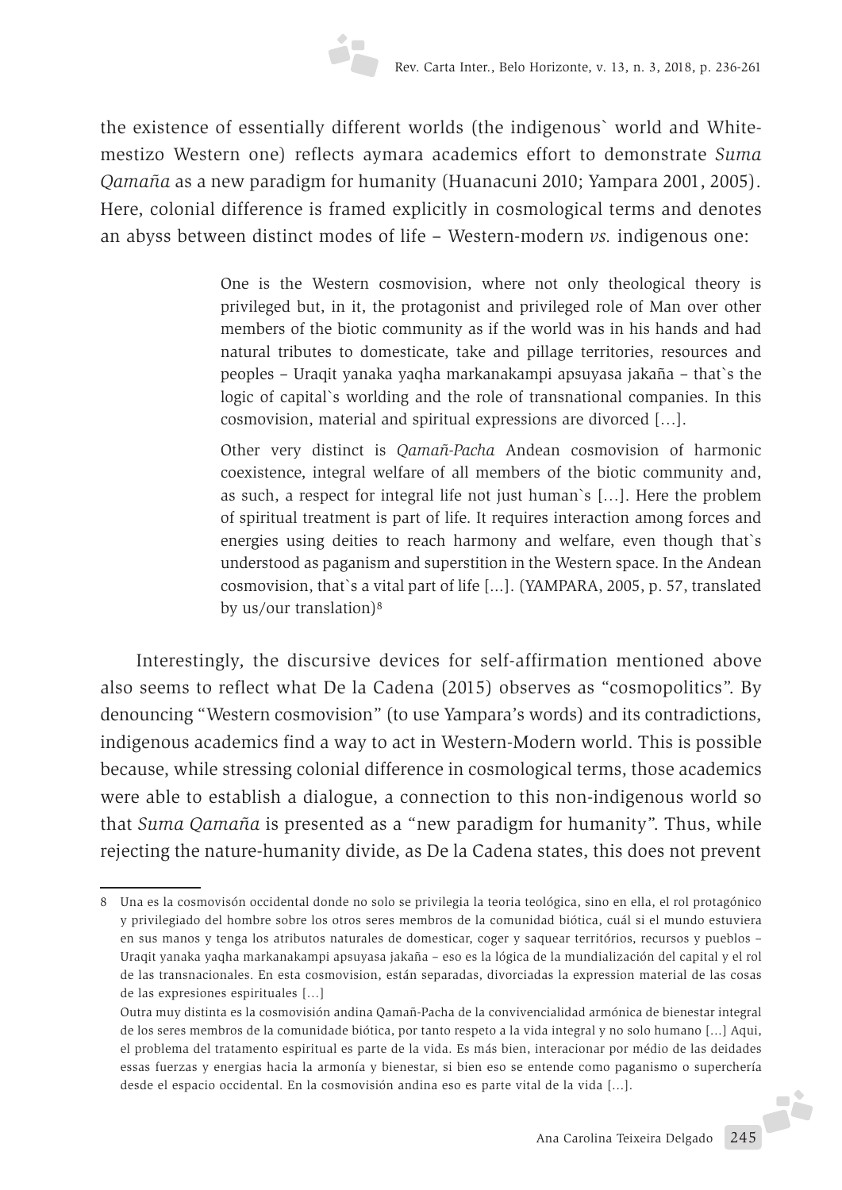the existence of essentially different worlds (the indigenous` world and White-mestizo Western one) reflects aymara academics effort to demonstrate *Suma Qamaña* as a new paradigm for humanity (Huanacuni 2010; Yampara 2001, 2005). Here, colonial difference is framed explicitly in cosmological terms and denotes an abyss between distinct modes of life – Western-modern *vs.* indigenous one:

> One is the Western cosmovision, where not only theological theory is privileged but, in it, the protagonist and privileged role of Man over other members of the biotic community as if the world was in his hands and had natural tributes to domesticate, take and pillage territories, resources and peoples – Uraqit yanaka yaqha markanakampi apsuyasa jakaña – that`s the logic of capital`s worlding and the role of transnational companies. In this cosmovision, material and spiritual expressions are divorced […].
>
> Other very distinct is *Qamañ-Pacha* Andean cosmovision of harmonic coexistence, integral welfare of all members of the biotic community and, as such, a respect for integral life not just human`s […]. Here the problem of spiritual treatment is part of life. It requires interaction among forces and energies using deities to reach harmony and welfare, even though that`s understood as paganism and superstition in the Western space. In the Andean cosmovision, that`s a vital part of life [...]. (YAMPARA, 2005, p. 57, translated by us/our translation)[8]

Interestingly, the discursive devices for self-affirmation mentioned above also seems to reflect what De la Cadena (2015) observes as "cosmopolitics". By denouncing "Western cosmovision" (to use Yampara's words) and its contradictions, indigenous academics find a way to act in Western-Modern world. This is possible because, while stressing colonial difference in cosmological terms, those academics were able to establish a dialogue, a connection to this non-indigenous world so that *Suma Qamaña* is presented as a "new paradigm for humanity". Thus, while rejecting the nature-humanity divide, as De la Cadena states, this does not prevent

---

8 Una es la cosmovisón occidental donde no solo se privilegia la teoria teológica, sino en ella, el rol protagónico y privilegiado del hombre sobre los otros seres membros de la comunidad biótica, cuál si el mundo estuviera en sus manos y tenga los atributos naturales de domesticar, coger y saquear territórios, recursos y pueblos – Uraqit yanaka yaqha markanakampi apsuyasa jakaña – eso es la lógica de la mundialización del capital y el rol de las transnacionales. En esta cosmovision, están separadas, divorciadas la expression material de las cosas de las expresiones espirituales […]

Outra muy distinta es la cosmovisión andina Qamañ-Pacha de la convivencialidad armónica de bienestar integral de los seres membros de la comunidade biótica, por tanto respeto a la vida integral y no solo humano [...] Aqui, el problema del tratamento espiritual es parte de la vida. Es más bien, interacionar por médio de las deidades essas fuerzas y energias hacia la armonía y bienestar, si bien eso se entende como paganismo o superchería desde el espacio occidental. En la cosmovisión andina eso es parte vital de la vida [...].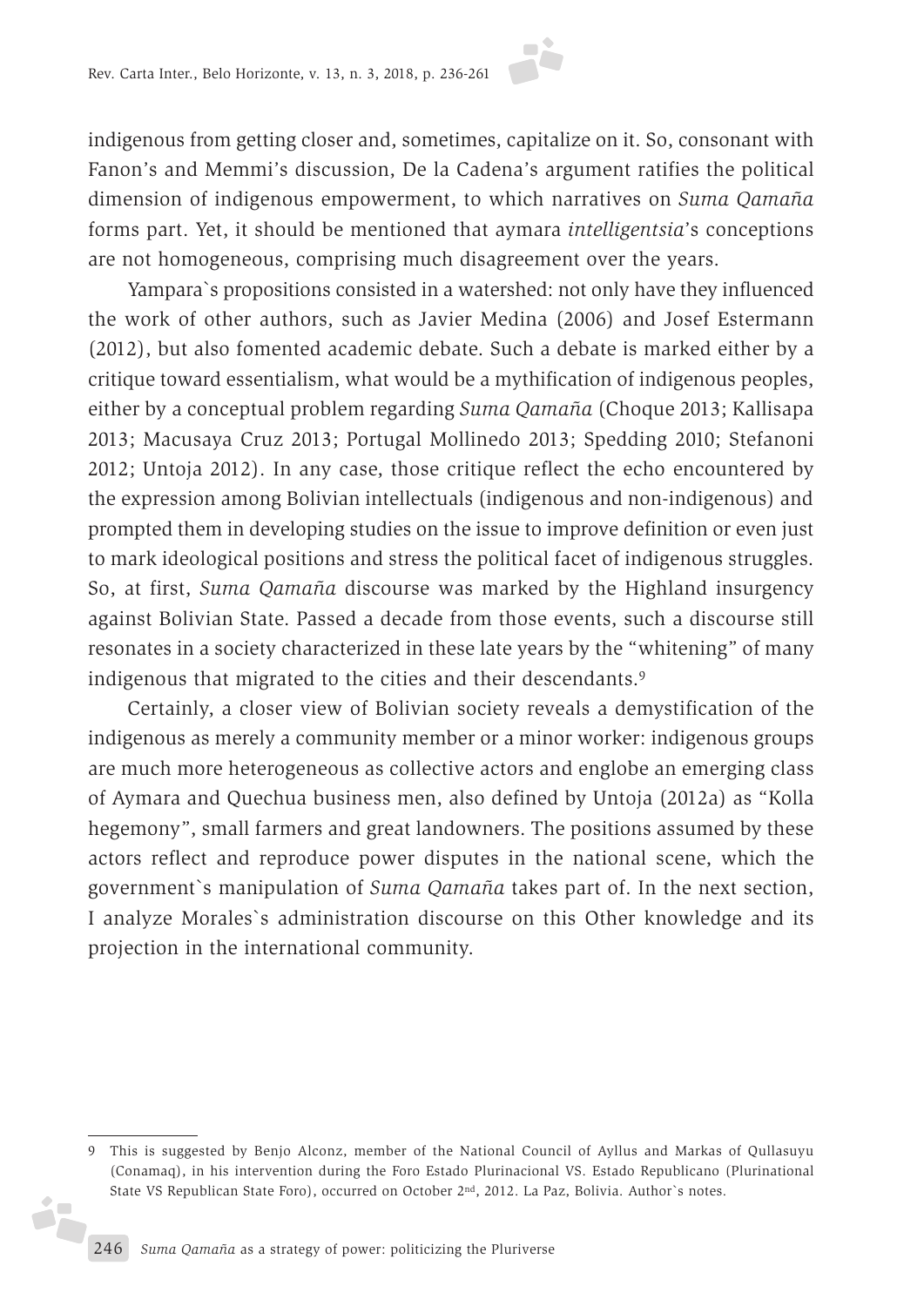indigenous from getting closer and, sometimes, capitalize on it. So, consonant with Fanon's and Memmi's discussion, De la Cadena's argument ratifies the political dimension of indigenous empowerment, to which narratives on *Suma Qamaña* forms part. Yet, it should be mentioned that aymara *intelligentsia*'s conceptions are not homogeneous, comprising much disagreement over the years.

Yampara`s propositions consisted in a watershed: not only have they influenced the work of other authors, such as Javier Medina (2006) and Josef Estermann (2012), but also fomented academic debate. Such a debate is marked either by a critique toward essentialism, what would be a mythification of indigenous peoples, either by a conceptual problem regarding *Suma Qamaña* (Choque 2013; Kallisapa 2013; Macusaya Cruz 2013; Portugal Mollinedo 2013; Spedding 2010; Stefanoni 2012; Untoja 2012). In any case, those critique reflect the echo encountered by the expression among Bolivian intellectuals (indigenous and non-indigenous) and prompted them in developing studies on the issue to improve definition or even just to mark ideological positions and stress the political facet of indigenous struggles. So, at first, *Suma Qamaña* discourse was marked by the Highland insurgency against Bolivian State. Passed a decade from those events, such a discourse still resonates in a society characterized in these late years by the "whitening" of many indigenous that migrated to the cities and their descendants.[9]

Certainly, a closer view of Bolivian society reveals a demystification of the indigenous as merely a community member or a minor worker: indigenous groups are much more heterogeneous as collective actors and englobe an emerging class of Aymara and Quechua business men, also defined by Untoja (2012a) as "Kolla hegemony", small farmers and great landowners. The positions assumed by these actors reflect and reproduce power disputes in the national scene, which the government`s manipulation of *Suma Qamaña* takes part of. In the next section, I analyze Morales`s administration discourse on this Other knowledge and its projection in the international community.

---

9 This is suggested by Benjo Alconz, member of the National Council of Ayllus and Markas of Qullasuyu (Conamaq), in his intervention during the Foro Estado Plurinacional VS. Estado Republicano (Plurinational State VS Republican State Foro), occurred on October 2nd, 2012. La Paz, Bolivia. Author`s notes.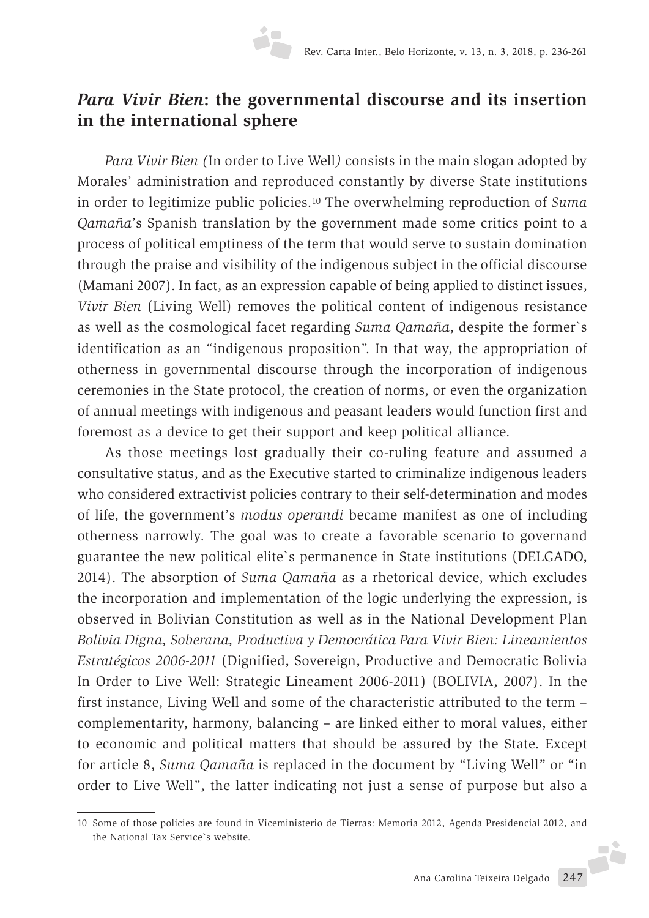## *Para Vivir Bien*: the governmental discourse and its insertion in the international sphere

*Para Vivir Bien (*In order to Live Well*)* consists in the main slogan adopted by Morales' administration and reproduced constantly by diverse State institutions in order to legitimize public policies.[10] The overwhelming reproduction of *Suma Qamaña*'s Spanish translation by the government made some critics point to a process of political emptiness of the term that would serve to sustain domination through the praise and visibility of the indigenous subject in the official discourse (Mamani 2007). In fact, as an expression capable of being applied to distinct issues, *Vivir Bien* (Living Well) removes the political content of indigenous resistance as well as the cosmological facet regarding *Suma Qamaña*, despite the former`s identification as an "indigenous proposition". In that way, the appropriation of otherness in governmental discourse through the incorporation of indigenous ceremonies in the State protocol, the creation of norms, or even the organization of annual meetings with indigenous and peasant leaders would function first and foremost as a device to get their support and keep political alliance.

As those meetings lost gradually their co-ruling feature and assumed a consultative status, and as the Executive started to criminalize indigenous leaders who considered extractivist policies contrary to their self-determination and modes of life, the government's *modus operandi* became manifest as one of including otherness narrowly. The goal was to create a favorable scenario to governand guarantee the new political elite`s permanence in State institutions (DELGADO, 2014). The absorption of *Suma Qamaña* as a rhetorical device, which excludes the incorporation and implementation of the logic underlying the expression, is observed in Bolivian Constitution as well as in the National Development Plan *Bolivia Digna, Soberana, Productiva y Democrática Para Vivir Bien: Lineamientos Estratégicos 2006-2011* (Dignified, Sovereign, Productive and Democratic Bolivia In Order to Live Well: Strategic Lineament 2006-2011) (BOLIVIA, 2007). In the first instance, Living Well and some of the characteristic attributed to the term – complementarity, harmony, balancing – are linked either to moral values, either to economic and political matters that should be assured by the State. Except for article 8, *Suma Qamaña* is replaced in the document by "Living Well" or "in order to Live Well", the latter indicating not just a sense of purpose but also a

---

10 Some of those policies are found in Viceministerio de Tierras: Memoria 2012, Agenda Presidencial 2012, and the National Tax Service`s website.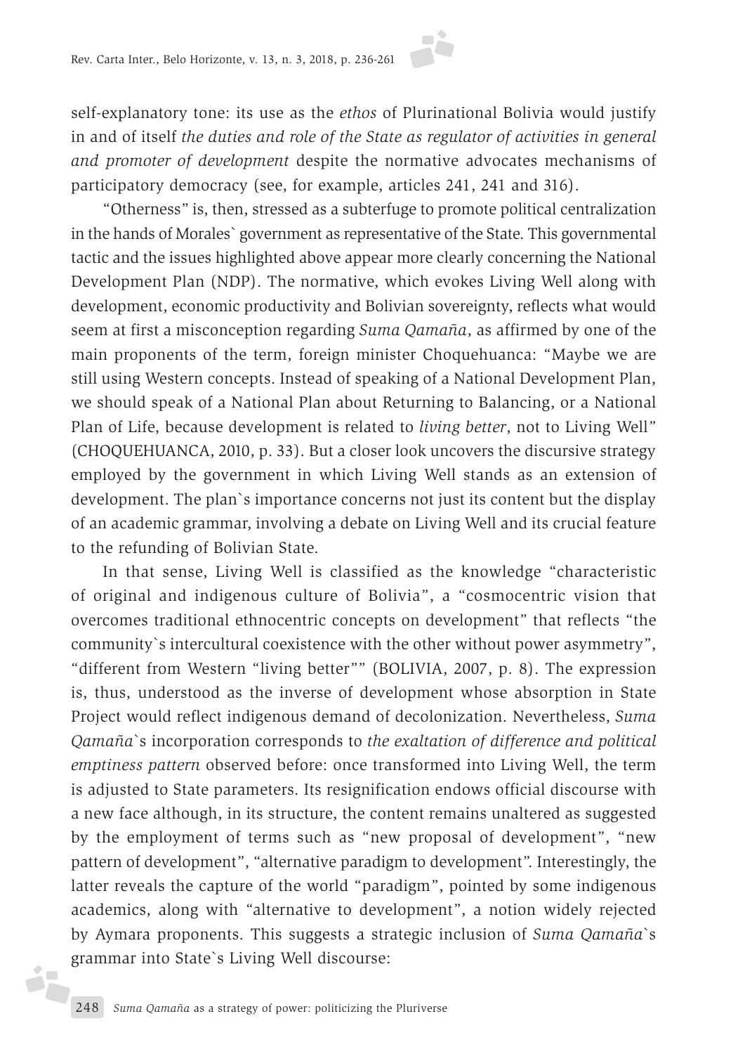self-explanatory tone: its use as the *ethos* of Plurinational Bolivia would justify in and of itself *the duties and role of the State as regulator of activities in general and promoter of development* despite the normative advocates mechanisms of participatory democracy (see, for example, articles 241, 241 and 316).

"Otherness" is, then, stressed as a subterfuge to promote political centralization in the hands of Morales` government as representative of the State. This governmental tactic and the issues highlighted above appear more clearly concerning the National Development Plan (NDP). The normative, which evokes Living Well along with development, economic productivity and Bolivian sovereignty, reflects what would seem at first a misconception regarding *Suma Qamaña*, as affirmed by one of the main proponents of the term, foreign minister Choquehuanca: "Maybe we are still using Western concepts. Instead of speaking of a National Development Plan, we should speak of a National Plan about Returning to Balancing, or a National Plan of Life, because development is related to *living better*, not to Living Well" (CHOQUEHUANCA, 2010, p. 33). But a closer look uncovers the discursive strategy employed by the government in which Living Well stands as an extension of development. The plan`s importance concerns not just its content but the display of an academic grammar, involving a debate on Living Well and its crucial feature to the refunding of Bolivian State.

In that sense, Living Well is classified as the knowledge "characteristic of original and indigenous culture of Bolivia", a "cosmocentric vision that overcomes traditional ethnocentric concepts on development" that reflects "the community`s intercultural coexistence with the other without power asymmetry", "different from Western "living better"" (BOLIVIA, 2007, p. 8). The expression is, thus, understood as the inverse of development whose absorption in State Project would reflect indigenous demand of decolonization. Nevertheless, *Suma Qamaña*`s incorporation corresponds to *the exaltation of difference and political emptiness pattern* observed before: once transformed into Living Well, the term is adjusted to State parameters. Its resignification endows official discourse with a new face although, in its structure, the content remains unaltered as suggested by the employment of terms such as "new proposal of development", "new pattern of development", "alternative paradigm to development". Interestingly, the latter reveals the capture of the world "paradigm", pointed by some indigenous academics, along with "alternative to development", a notion widely rejected by Aymara proponents. This suggests a strategic inclusion of *Suma Qamaña*`s grammar into State`s Living Well discourse: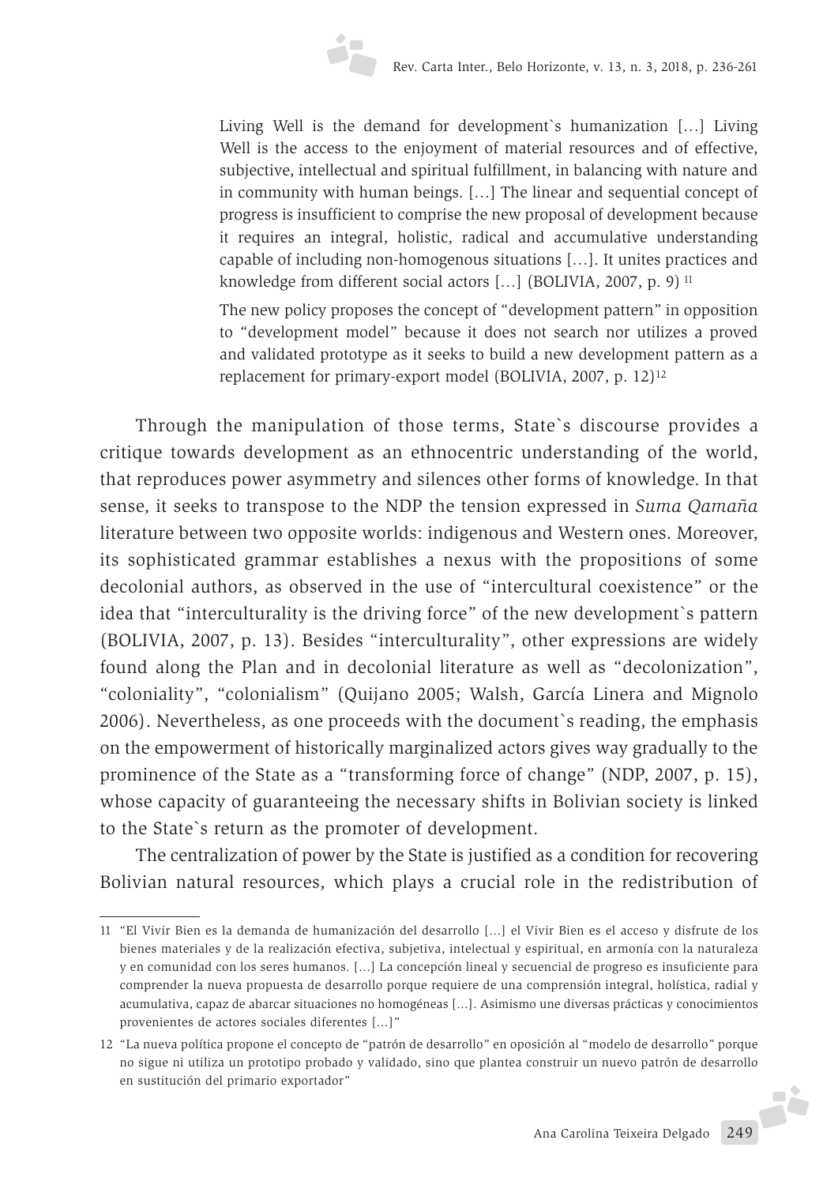> Living Well is the demand for development`s humanization […] Living Well is the access to the enjoyment of material resources and of effective, subjective, intellectual and spiritual fulfillment, in balancing with nature and in community with human beings. […] The linear and sequential concept of progress is insufficient to comprise the new proposal of development because it requires an integral, holistic, radical and accumulative understanding capable of including non-homogenous situations […]. It unites practices and knowledge from different social actors […] (BOLIVIA, 2007, p. 9) [11]
>
> The new policy proposes the concept of "development pattern" in opposition to "development model" because it does not search nor utilizes a proved and validated prototype as it seeks to build a new development pattern as a replacement for primary-export model (BOLIVIA, 2007, p. 12)[12]

Through the manipulation of those terms, State`s discourse provides a critique towards development as an ethnocentric understanding of the world, that reproduces power asymmetry and silences other forms of knowledge. In that sense, it seeks to transpose to the NDP the tension expressed in *Suma Qamaña* literature between two opposite worlds: indigenous and Western ones. Moreover, its sophisticated grammar establishes a nexus with the propositions of some decolonial authors, as observed in the use of "intercultural coexistence" or the idea that "interculturality is the driving force" of the new development`s pattern (BOLIVIA, 2007, p. 13). Besides "interculturality", other expressions are widely found along the Plan and in decolonial literature as well as "decolonization", "coloniality", "colonialism" (Quijano 2005; Walsh, García Linera and Mignolo 2006). Nevertheless, as one proceeds with the document`s reading, the emphasis on the empowerment of historically marginalized actors gives way gradually to the prominence of the State as a "transforming force of change" (NDP, 2007, p. 15), whose capacity of guaranteeing the necessary shifts in Bolivian society is linked to the State`s return as the promoter of development.

The centralization of power by the State is justified as a condition for recovering Bolivian natural resources, which plays a crucial role in the redistribution of

---

11 "El Vivir Bien es la demanda de humanización del desarrollo […] el Vivir Bien es el acceso y disfrute de los bienes materiales y de la realización efectiva, subjetiva, intelectual y espiritual, en armonía con la naturaleza y en comunidad con los seres humanos. […] La concepción lineal y secuencial de progreso es insuficiente para comprender la nueva propuesta de desarrollo porque requiere de una comprensión integral, holística, radial y acumulativa, capaz de abarcar situaciones no homogéneas […]. Asimismo une diversas prácticas y conocimientos provenientes de actores sociales diferentes […]"

12 "La nueva política propone el concepto de "patrón de desarrollo" en oposición al "modelo de desarrollo" porque no sigue ni utiliza un prototipo probado y validado, sino que plantea construir un nuevo patrón de desarrollo en sustitución del primario exportador"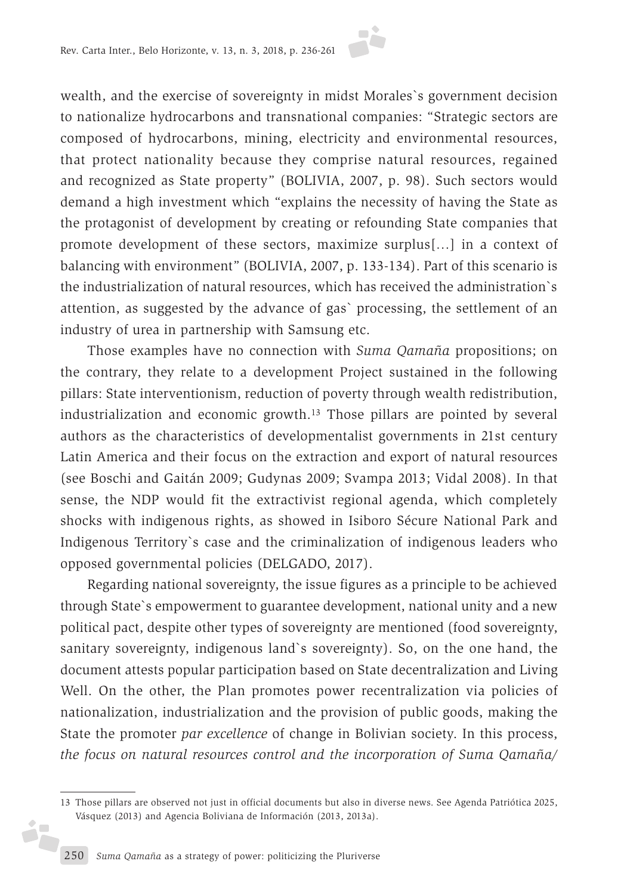wealth, and the exercise of sovereignty in midst Morales`s government decision to nationalize hydrocarbons and transnational companies: "Strategic sectors are composed of hydrocarbons, mining, electricity and environmental resources, that protect nationality because they comprise natural resources, regained and recognized as State property" (BOLIVIA, 2007, p. 98). Such sectors would demand a high investment which "explains the necessity of having the State as the protagonist of development by creating or refounding State companies that promote development of these sectors, maximize surplus[...] in a context of balancing with environment" (BOLIVIA, 2007, p. 133-134). Part of this scenario is the industrialization of natural resources, which has received the administration`s attention, as suggested by the advance of gas` processing, the settlement of an industry of urea in partnership with Samsung etc.

Those examples have no connection with *Suma Qamaña* propositions; on the contrary, they relate to a development Project sustained in the following pillars: State interventionism, reduction of poverty through wealth redistribution, industrialization and economic growth.[13] Those pillars are pointed by several authors as the characteristics of developmentalist governments in 21st century Latin America and their focus on the extraction and export of natural resources (see Boschi and Gaitán 2009; Gudynas 2009; Svampa 2013; Vidal 2008). In that sense, the NDP would fit the extractivist regional agenda, which completely shocks with indigenous rights, as showed in Isiboro Sécure National Park and Indigenous Territory`s case and the criminalization of indigenous leaders who opposed governmental policies (DELGADO, 2017).

Regarding national sovereignty, the issue figures as a principle to be achieved through State`s empowerment to guarantee development, national unity and a new political pact, despite other types of sovereignty are mentioned (food sovereignty, sanitary sovereignty, indigenous land`s sovereignty). So, on the one hand, the document attests popular participation based on State decentralization and Living Well. On the other, the Plan promotes power recentralization via policies of nationalization, industrialization and the provision of public goods, making the State the promoter *par excellence* of change in Bolivian society. In this process, *the focus on natural resources control and the incorporation of Suma Qamaña/*

13 Those pillars are observed not just in official documents but also in diverse news. See Agenda Patriótica 2025, Vásquez (2013) and Agencia Boliviana de Información (2013, 2013a).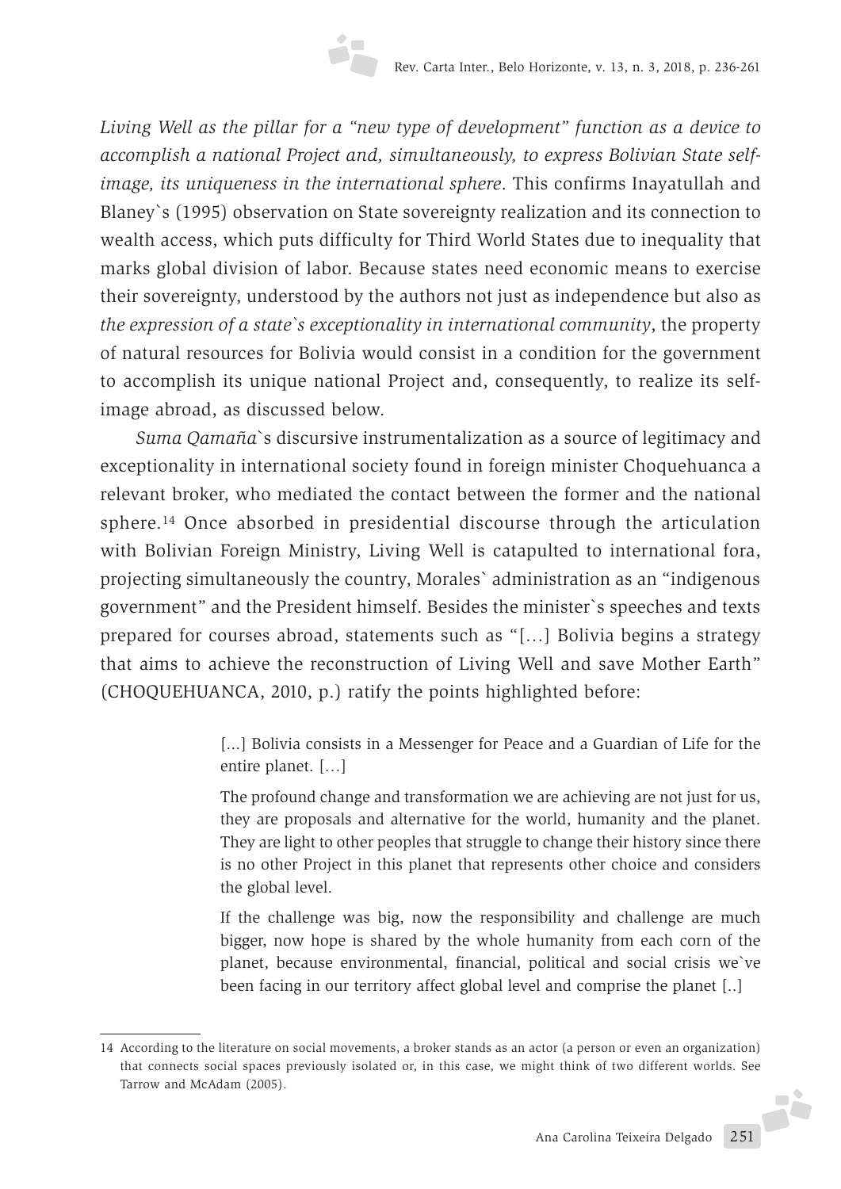*Living Well as the pillar for a "new type of development" function as a device to accomplish a national Project and, simultaneously, to express Bolivian State self-image, its uniqueness in the international sphere*. This confirms Inayatullah and Blaney`s (1995) observation on State sovereignty realization and its connection to wealth access, which puts difficulty for Third World States due to inequality that marks global division of labor. Because states need economic means to exercise their sovereignty, understood by the authors not just as independence but also as *the expression of a state`s exceptionality in international community*, the property of natural resources for Bolivia would consist in a condition for the government to accomplish its unique national Project and, consequently, to realize its self-image abroad, as discussed below.

*Suma Qamaña*`s discursive instrumentalization as a source of legitimacy and exceptionality in international society found in foreign minister Choquehuanca a relevant broker, who mediated the contact between the former and the national sphere.[14] Once absorbed in presidential discourse through the articulation with Bolivian Foreign Ministry, Living Well is catapulted to international fora, projecting simultaneously the country, Morales` administration as an "indigenous government" and the President himself. Besides the minister`s speeches and texts prepared for courses abroad, statements such as "[…] Bolivia begins a strategy that aims to achieve the reconstruction of Living Well and save Mother Earth" (CHOQUEHUANCA, 2010, p.) ratify the points highlighted before:

> [...] Bolivia consists in a Messenger for Peace and a Guardian of Life for the entire planet. […]
>
> The profound change and transformation we are achieving are not just for us, they are proposals and alternative for the world, humanity and the planet. They are light to other peoples that struggle to change their history since there is no other Project in this planet that represents other choice and considers the global level.
>
> If the challenge was big, now the responsibility and challenge are much bigger, now hope is shared by the whole humanity from each corn of the planet, because environmental, financial, political and social crisis we`ve been facing in our territory affect global level and comprise the planet [..]

---

14 According to the literature on social movements, a broker stands as an actor (a person or even an organization) that connects social spaces previously isolated or, in this case, we might think of two different worlds. See Tarrow and McAdam (2005).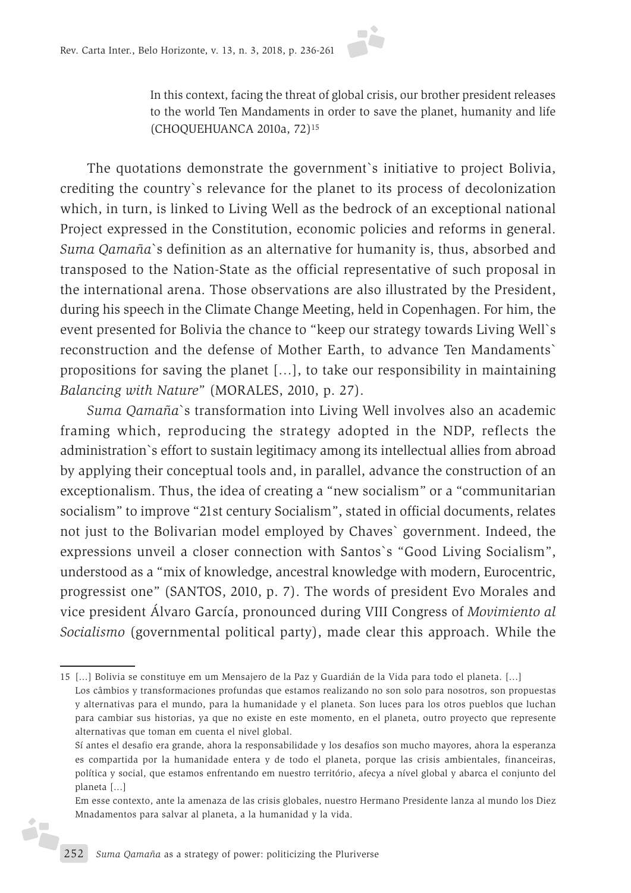> In this context, facing the threat of global crisis, our brother president releases to the world Ten Mandaments in order to save the planet, humanity and life (CHOQUEHUANCA 2010a, 72)[15]

The quotations demonstrate the government`s initiative to project Bolivia, crediting the country`s relevance for the planet to its process of decolonization which, in turn, is linked to Living Well as the bedrock of an exceptional national Project expressed in the Constitution, economic policies and reforms in general. *Suma Qamaña*`s definition as an alternative for humanity is, thus, absorbed and transposed to the Nation-State as the official representative of such proposal in the international arena. Those observations are also illustrated by the President, during his speech in the Climate Change Meeting, held in Copenhagen. For him, the event presented for Bolivia the chance to "keep our strategy towards Living Well`s reconstruction and the defense of Mother Earth, to advance Ten Mandaments` propositions for saving the planet [...], to take our responsibility in maintaining *Balancing with Nature*" (MORALES, 2010, p. 27).

*Suma Qamaña*`s transformation into Living Well involves also an academic framing which, reproducing the strategy adopted in the NDP, reflects the administration`s effort to sustain legitimacy among its intellectual allies from abroad by applying their conceptual tools and, in parallel, advance the construction of an exceptionalism. Thus, the idea of creating a "new socialism" or a "communitarian socialism" to improve "21st century Socialism", stated in official documents, relates not just to the Bolivarian model employed by Chaves` government. Indeed, the expressions unveil a closer connection with Santos`s "Good Living Socialism", understood as a "mix of knowledge, ancestral knowledge with modern, Eurocentric, progressist one" (SANTOS, 2010, p. 7). The words of president Evo Morales and vice president Álvaro García, pronounced during VIII Congress of *Movimiento al Socialismo* (governmental political party), made clear this approach. While the

---

15 [...] Bolivia se constituye em um Mensajero de la Paz y Guardián de la Vida para todo el planeta. [...]
Los câmbios y transformaciones profundas que estamos realizando no son solo para nosotros, son propuestas y alternativas para el mundo, para la humanidade y el planeta. Son luces para los otros pueblos que luchan para cambiar sus historias, ya que no existe en este momento, en el planeta, outro proyecto que represente alternativas que toman em cuenta el nivel global.
Sí antes el desafio era grande, ahora la responsabilidade y los desafios son mucho mayores, ahora la esperanza es compartida por la humanidade entera y de todo el planeta, porque las crisis ambientales, financeiras, política y social, que estamos enfrentando em nuestro território, afecya a nível global y abarca el conjunto del planeta [...]
Em esse contexto, ante la amenaza de las crisis globales, nuestro Hermano Presidente lanza al mundo los Diez Mnadamentos para salvar al planeta, a la humanidad y la vida.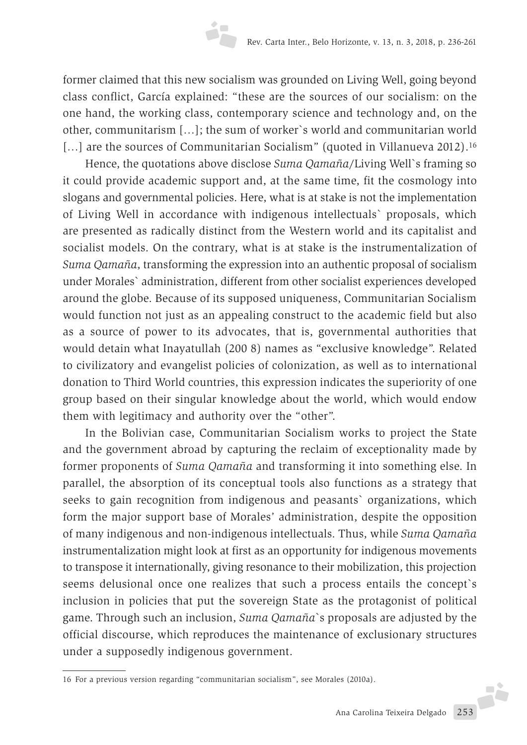former claimed that this new socialism was grounded on Living Well, going beyond class conflict, García explained: "these are the sources of our socialism: on the one hand, the working class, contemporary science and technology and, on the other, communitarism […]; the sum of worker`s world and communitarian world […] are the sources of Communitarian Socialism" (quoted in Villanueva 2012).[16]

Hence, the quotations above disclose *Suma Qamaña*/Living Well`s framing so it could provide academic support and, at the same time, fit the cosmology into slogans and governmental policies. Here, what is at stake is not the implementation of Living Well in accordance with indigenous intellectuals` proposals, which are presented as radically distinct from the Western world and its capitalist and socialist models. On the contrary, what is at stake is the instrumentalization of *Suma Qamaña*, transforming the expression into an authentic proposal of socialism under Morales` administration, different from other socialist experiences developed around the globe. Because of its supposed uniqueness, Communitarian Socialism would function not just as an appealing construct to the academic field but also as a source of power to its advocates, that is, governmental authorities that would detain what Inayatullah (200 8) names as "exclusive knowledge". Related to civilizatory and evangelist policies of colonization, as well as to international donation to Third World countries, this expression indicates the superiority of one group based on their singular knowledge about the world, which would endow them with legitimacy and authority over the "other".

In the Bolivian case, Communitarian Socialism works to project the State and the government abroad by capturing the reclaim of exceptionality made by former proponents of *Suma Qamaña* and transforming it into something else. In parallel, the absorption of its conceptual tools also functions as a strategy that seeks to gain recognition from indigenous and peasants` organizations, which form the major support base of Morales' administration, despite the opposition of many indigenous and non-indigenous intellectuals. Thus, while *Suma Qamaña* instrumentalization might look at first as an opportunity for indigenous movements to transpose it internationally, giving resonance to their mobilization, this projection seems delusional once one realizes that such a process entails the concept`s inclusion in policies that put the sovereign State as the protagonist of political game. Through such an inclusion, *Suma Qamaña*`s proposals are adjusted by the official discourse, which reproduces the maintenance of exclusionary structures under a supposedly indigenous government.

16 For a previous version regarding "communitarian socialism", see Morales (2010a).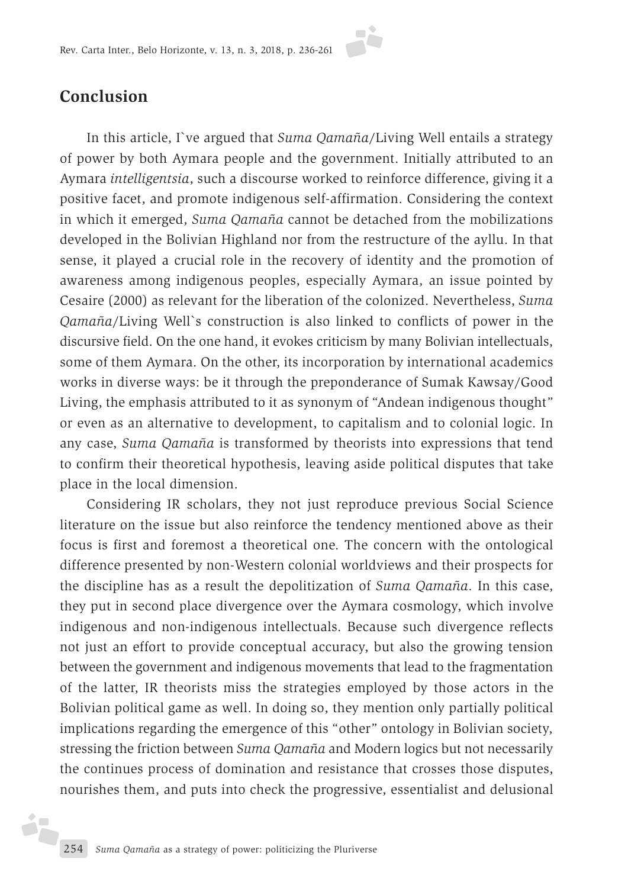## Conclusion

In this article, I`ve argued that *Suma Qamaña*/Living Well entails a strategy of power by both Aymara people and the government. Initially attributed to an Aymara *intelligentsia*, such a discourse worked to reinforce difference, giving it a positive facet, and promote indigenous self-affirmation. Considering the context in which it emerged, *Suma Qamaña* cannot be detached from the mobilizations developed in the Bolivian Highland nor from the restructure of the ayllu. In that sense, it played a crucial role in the recovery of identity and the promotion of awareness among indigenous peoples, especially Aymara, an issue pointed by Cesaire (2000) as relevant for the liberation of the colonized. Nevertheless, *Suma Qamaña*/Living Well`s construction is also linked to conflicts of power in the discursive field. On the one hand, it evokes criticism by many Bolivian intellectuals, some of them Aymara. On the other, its incorporation by international academics works in diverse ways: be it through the preponderance of Sumak Kawsay/Good Living, the emphasis attributed to it as synonym of "Andean indigenous thought" or even as an alternative to development, to capitalism and to colonial logic. In any case, *Suma Qamaña* is transformed by theorists into expressions that tend to confirm their theoretical hypothesis, leaving aside political disputes that take place in the local dimension.

Considering IR scholars, they not just reproduce previous Social Science literature on the issue but also reinforce the tendency mentioned above as their focus is first and foremost a theoretical one. The concern with the ontological difference presented by non-Western colonial worldviews and their prospects for the discipline has as a result the depolitization of *Suma Qamaña*. In this case, they put in second place divergence over the Aymara cosmology, which involve indigenous and non-indigenous intellectuals. Because such divergence reflects not just an effort to provide conceptual accuracy, but also the growing tension between the government and indigenous movements that lead to the fragmentation of the latter, IR theorists miss the strategies employed by those actors in the Bolivian political game as well. In doing so, they mention only partially political implications regarding the emergence of this "other" ontology in Bolivian society, stressing the friction between *Suma Qamaña* and Modern logics but not necessarily the continues process of domination and resistance that crosses those disputes, nourishes them, and puts into check the progressive, essentialist and delusional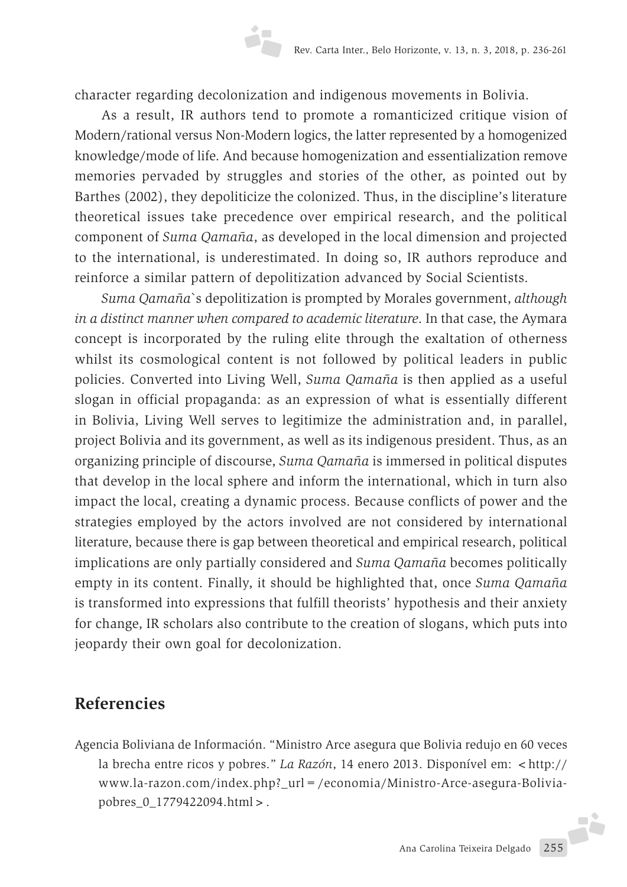character regarding decolonization and indigenous movements in Bolivia.

As a result, IR authors tend to promote a romanticized critique vision of Modern/rational versus Non-Modern logics, the latter represented by a homogenized knowledge/mode of life. And because homogenization and essentialization remove memories pervaded by struggles and stories of the other, as pointed out by Barthes (2002), they depoliticize the colonized. Thus, in the discipline's literature theoretical issues take precedence over empirical research, and the political component of *Suma Qamaña*, as developed in the local dimension and projected to the international, is underestimated. In doing so, IR authors reproduce and reinforce a similar pattern of depolitization advanced by Social Scientists.

*Suma Qamaña*`s depolitization is prompted by Morales government, *although in a distinct manner when compared to academic literature*. In that case, the Aymara concept is incorporated by the ruling elite through the exaltation of otherness whilst its cosmological content is not followed by political leaders in public policies. Converted into Living Well, *Suma Qamaña* is then applied as a useful slogan in official propaganda: as an expression of what is essentially different in Bolivia, Living Well serves to legitimize the administration and, in parallel, project Bolivia and its government, as well as its indigenous president. Thus, as an organizing principle of discourse, *Suma Qamaña* is immersed in political disputes that develop in the local sphere and inform the international, which in turn also impact the local, creating a dynamic process. Because conflicts of power and the strategies employed by the actors involved are not considered by international literature, because there is gap between theoretical and empirical research, political implications are only partially considered and *Suma Qamaña* becomes politically empty in its content. Finally, it should be highlighted that, once *Suma Qamaña* is transformed into expressions that fulfill theorists' hypothesis and their anxiety for change, IR scholars also contribute to the creation of slogans, which puts into jeopardy their own goal for decolonization.

## Referencies

Agencia Boliviana de Información. "Ministro Arce asegura que Bolivia redujo en 60 veces la brecha entre ricos y pobres." *La Razón*, 14 enero 2013. Disponível em: <http://www.la-razon.com/index.php?_url=/economia/Ministro-Arce-asegura-Bolivia-pobres_0_1779422094.html>.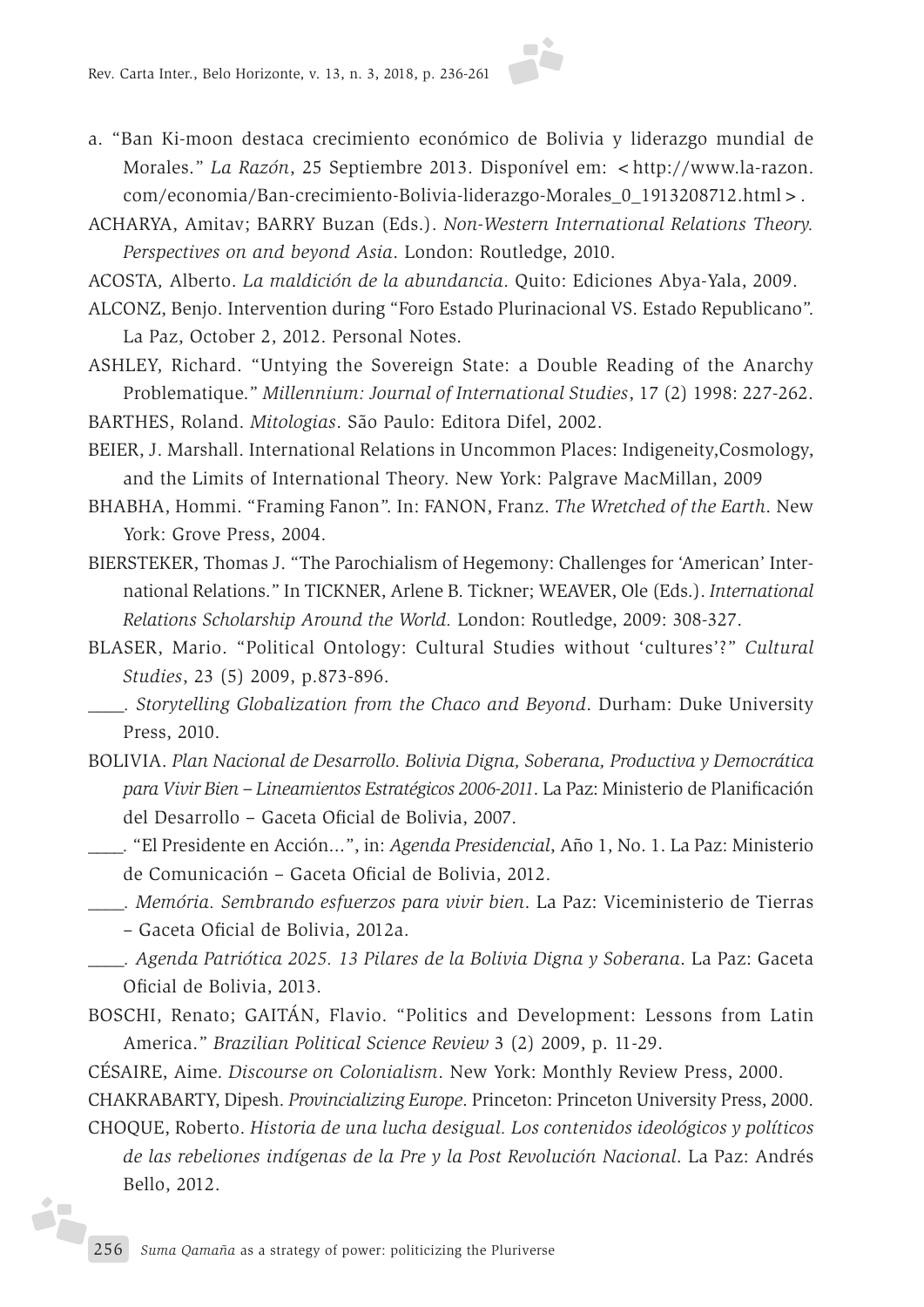a. "Ban Ki-moon destaca crecimiento económico de Bolivia y liderazgo mundial de Morales." *La Razón*, 25 Septiembre 2013. Disponível em: <http://www.la-razon.com/economia/Ban-crecimiento-Bolivia-liderazgo-Morales_0_1913208712.html>.

ACHARYA, Amitav; BARRY Buzan (Eds.). *Non-Western International Relations Theory. Perspectives on and beyond Asia*. London: Routledge, 2010.

ACOSTA, Alberto. *La maldición de la abundancia*. Quito: Ediciones Abya-Yala, 2009.

ALCONZ, Benjo. Intervention during "Foro Estado Plurinacional VS. Estado Republicano". La Paz, October 2, 2012. Personal Notes.

ASHLEY, Richard. "Untying the Sovereign State: a Double Reading of the Anarchy Problematique." *Millennium: Journal of International Studies*, 17 (2) 1998: 227-262.

BARTHES, Roland. *Mitologias*. São Paulo: Editora Difel, 2002.

BEIER, J. Marshall. International Relations in Uncommon Places: Indigeneity,Cosmology, and the Limits of International Theory. New York: Palgrave MacMillan, 2009

BHABHA, Hommi. "Framing Fanon". In: FANON, Franz. *The Wretched of the Earth*. New York: Grove Press, 2004.

BIERSTEKER, Thomas J. "The Parochialism of Hegemony: Challenges for 'American' International Relations." In TICKNER, Arlene B. Tickner; WEAVER, Ole (Eds.). *International Relations Scholarship Around the World.* London: Routledge, 2009: 308-327.

BLASER, Mario. "Political Ontology: Cultural Studies without 'cultures'?" *Cultural Studies*, 23 (5) 2009, p.873-896.

____. *Storytelling Globalization from the Chaco and Beyond*. Durham: Duke University Press, 2010.

BOLIVIA. *Plan Nacional de Desarrollo. Bolivia Digna, Soberana, Productiva y Democrática para Vivir Bien – Lineamientos Estratégicos 2006-2011*. La Paz: Ministerio de Planificación del Desarrollo – Gaceta Oficial de Bolivia, 2007.

____. "El Presidente en Acción...", in: *Agenda Presidencial*, Año 1, No. 1. La Paz: Ministerio de Comunicación – Gaceta Oficial de Bolivia, 2012.

____. *Memória. Sembrando esfuerzos para vivir bien*. La Paz: Viceministerio de Tierras – Gaceta Oficial de Bolivia, 2012a.

____. *Agenda Patriótica 2025. 13 Pilares de la Bolivia Digna y Soberana*. La Paz: Gaceta Oficial de Bolivia, 2013.

BOSCHI, Renato; GAITÁN, Flavio. "Politics and Development: Lessons from Latin America." *Brazilian Political Science Review* 3 (2) 2009, p. 11-29.

CÉSAIRE, Aime. *Discourse on Colonialism*. New York: Monthly Review Press, 2000.

CHAKRABARTY, Dipesh. *Provincializing Europe*. Princeton: Princeton University Press, 2000.

CHOQUE, Roberto. *Historia de una lucha desigual. Los contenidos ideológicos y políticos de las rebeliones indígenas de la Pre y la Post Revolución Nacional*. La Paz: Andrés Bello, 2012.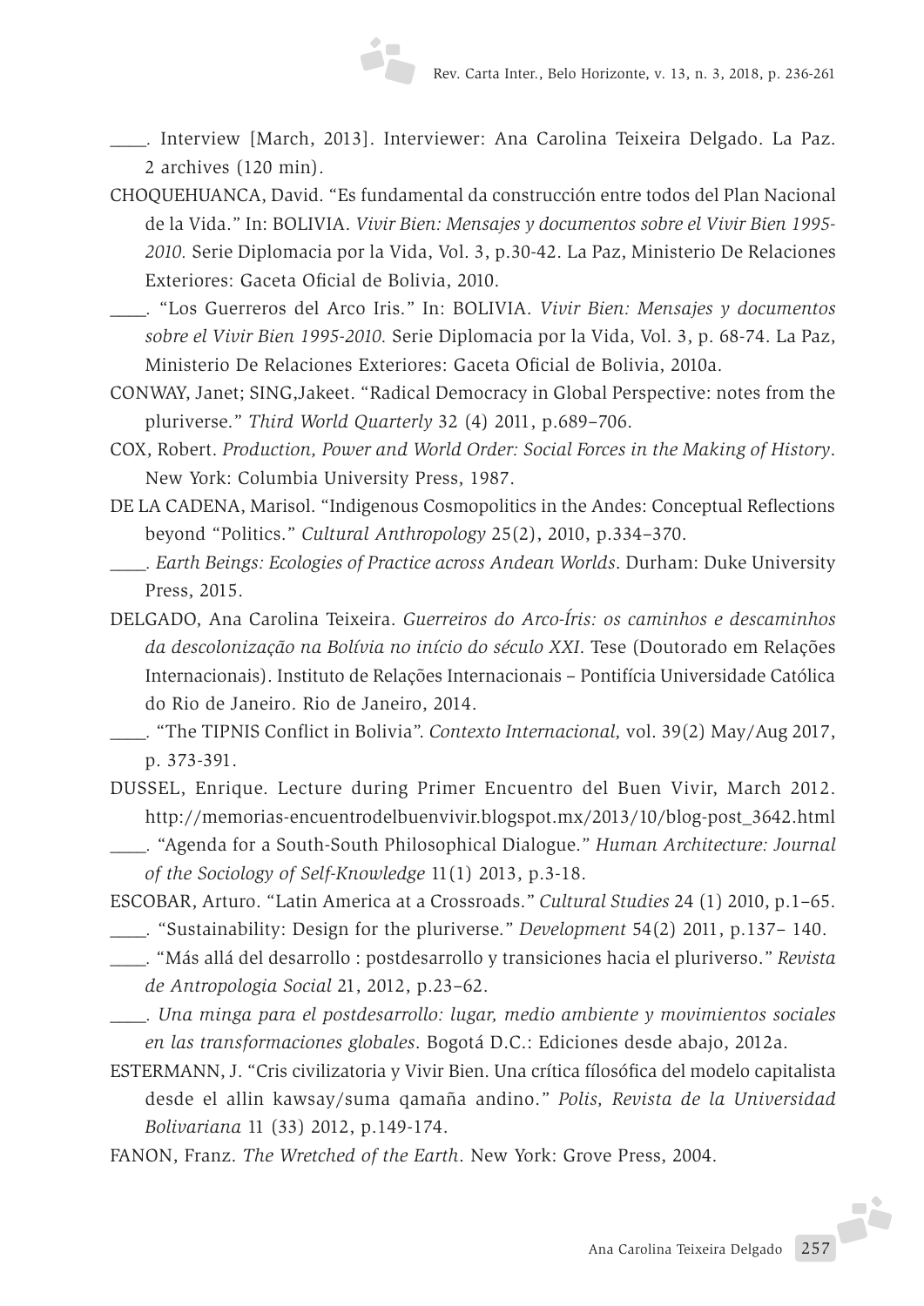____. Interview [March, 2013]. Interviewer: Ana Carolina Teixeira Delgado. La Paz. 2 archives (120 min).

CHOQUEHUANCA, David. "Es fundamental da construcción entre todos del Plan Nacional de la Vida." In: BOLIVIA. *Vivir Bien: Mensajes y documentos sobre el Vivir Bien 1995-2010.* Serie Diplomacia por la Vida, Vol. 3, p.30-42. La Paz, Ministerio De Relaciones Exteriores: Gaceta Oficial de Bolivia, 2010.

____. "Los Guerreros del Arco Iris." In: BOLIVIA. *Vivir Bien: Mensajes y documentos sobre el Vivir Bien 1995-2010.* Serie Diplomacia por la Vida, Vol. 3, p. 68-74. La Paz, Ministerio De Relaciones Exteriores: Gaceta Oficial de Bolivia, 2010a.

CONWAY, Janet; SING,Jakeet. "Radical Democracy in Global Perspective: notes from the pluriverse." *Third World Quarterly* 32 (4) 2011, p.689–706.

COX, Robert. *Production, Power and World Order: Social Forces in the Making of History*. New York: Columbia University Press, 1987.

DE LA CADENA, Marisol. "Indigenous Cosmopolitics in the Andes: Conceptual Reflections beyond "Politics." *Cultural Anthropology* 25(2), 2010, p.334–370.

____. *Earth Beings: Ecologies of Practice across Andean Worlds*. Durham: Duke University Press, 2015.

DELGADO, Ana Carolina Teixeira. *Guerreiros do Arco-Íris: os caminhos e descaminhos da descolonização na Bolívia no início do século XXI*. Tese (Doutorado em Relações Internacionais). Instituto de Relações Internacionais – Pontifícia Universidade Católica do Rio de Janeiro. Rio de Janeiro, 2014.

____. "The TIPNIS Conflict in Bolivia". *Contexto Internacional,* vol. 39(2) May/Aug 2017, p. 373-391.

DUSSEL, Enrique. Lecture during Primer Encuentro del Buen Vivir, March 2012. http://memorias-encuentrodelbuenvivir.blogspot.mx/2013/10/blog-post_3642.html

____. "Agenda for a South-South Philosophical Dialogue." *Human Architecture: Journal of the Sociology of Self-Knowledge* 11(1) 2013, p.3-18.

ESCOBAR, Arturo. "Latin America at a Crossroads." *Cultural Studies* 24 (1) 2010, p.1–65.

____. "Sustainability: Design for the pluriverse." *Development* 54(2) 2011, p.137– 140.

____. "Más allá del desarrollo : postdesarrollo y transiciones hacia el pluriverso." *Revista de Antropologia Social* 21, 2012, p.23–62.

____. *Una minga para el postdesarrollo: lugar, medio ambiente y movimientos sociales en las transformaciones globales*. Bogotá D.C.: Ediciones desde abajo, 2012a.

ESTERMANN, J. "Cris civilizatoria y Vivir Bien. Una crítica fílosófica del modelo capitalista desde el allin kawsay/suma qamaña andino." *Polis, Revista de la Universidad Bolivariana* 11 (33) 2012, p.149-174.

FANON, Franz. *The Wretched of the Earth*. New York: Grove Press, 2004.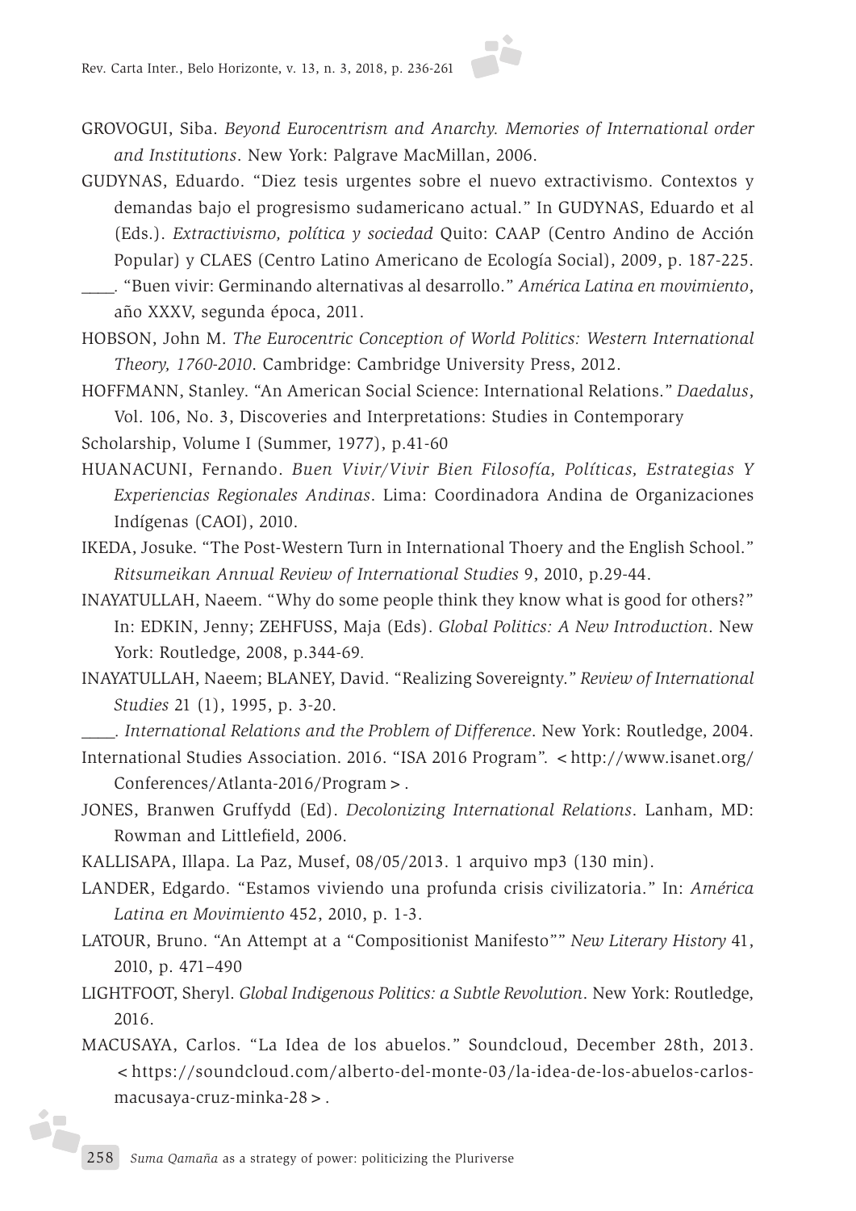GROVOGUI, Siba. *Beyond Eurocentrism and Anarchy. Memories of International order and Institutions*. New York: Palgrave MacMillan, 2006.

GUDYNAS, Eduardo. "Diez tesis urgentes sobre el nuevo extractivismo. Contextos y demandas bajo el progresismo sudamericano actual." In GUDYNAS, Eduardo et al (Eds.). *Extractivismo, política y sociedad* Quito: CAAP (Centro Andino de Acción Popular) y CLAES (Centro Latino Americano de Ecología Social), 2009, p. 187-225.

____. "Buen vivir: Germinando alternativas al desarrollo." *América Latina en movimiento*, año XXXV, segunda época, 2011.

HOBSON, John M. *The Eurocentric Conception of World Politics: Western International Theory, 1760-2010*. Cambridge: Cambridge University Press, 2012.

HOFFMANN, Stanley. "An American Social Science: International Relations." *Daedalus*, Vol. 106, No. 3, Discoveries and Interpretations: Studies in Contemporary Scholarship, Volume I (Summer, 1977), p.41-60

HUANACUNI, Fernando. *Buen Vivir/Vivir Bien Filosofía, Políticas, Estrategias Y Experiencias Regionales Andinas*. Lima: Coordinadora Andina de Organizaciones Indígenas (CAOI), 2010.

IKEDA, Josuke. "The Post-Western Turn in International Thoery and the English School." *Ritsumeikan Annual Review of International Studies* 9, 2010, p.29-44.

INAYATULLAH, Naeem. "Why do some people think they know what is good for others?" In: EDKIN, Jenny; ZEHFUSS, Maja (Eds). *Global Politics: A New Introduction*. New York: Routledge, 2008, p.344-69.

INAYATULLAH, Naeem; BLANEY, David. "Realizing Sovereignty." *Review of International Studies* 21 (1), 1995, p. 3-20.

____. *International Relations and the Problem of Difference*. New York: Routledge, 2004.

International Studies Association. 2016. "ISA 2016 Program". <http://www.isanet.org/Conferences/Atlanta-2016/Program>.

JONES, Branwen Gruffydd (Ed). *Decolonizing International Relations*. Lanham, MD: Rowman and Littlefield, 2006.

KALLISAPA, Illapa. La Paz, Musef, 08/05/2013. 1 arquivo mp3 (130 min).

LANDER, Edgardo. "Estamos viviendo una profunda crisis civilizatoria." In: *América Latina en Movimiento* 452, 2010, p. 1-3.

LATOUR, Bruno. "An Attempt at a "Compositionist Manifesto"" *New Literary History* 41, 2010, p. 471–490

LIGHTFOOT, Sheryl. *Global Indigenous Politics: a Subtle Revolution*. New York: Routledge, 2016.

MACUSAYA, Carlos. "La Idea de los abuelos." Soundcloud, December 28th, 2013. <https://soundcloud.com/alberto-del-monte-03/la-idea-de-los-abuelos-carlos-macusaya-cruz-minka-28>.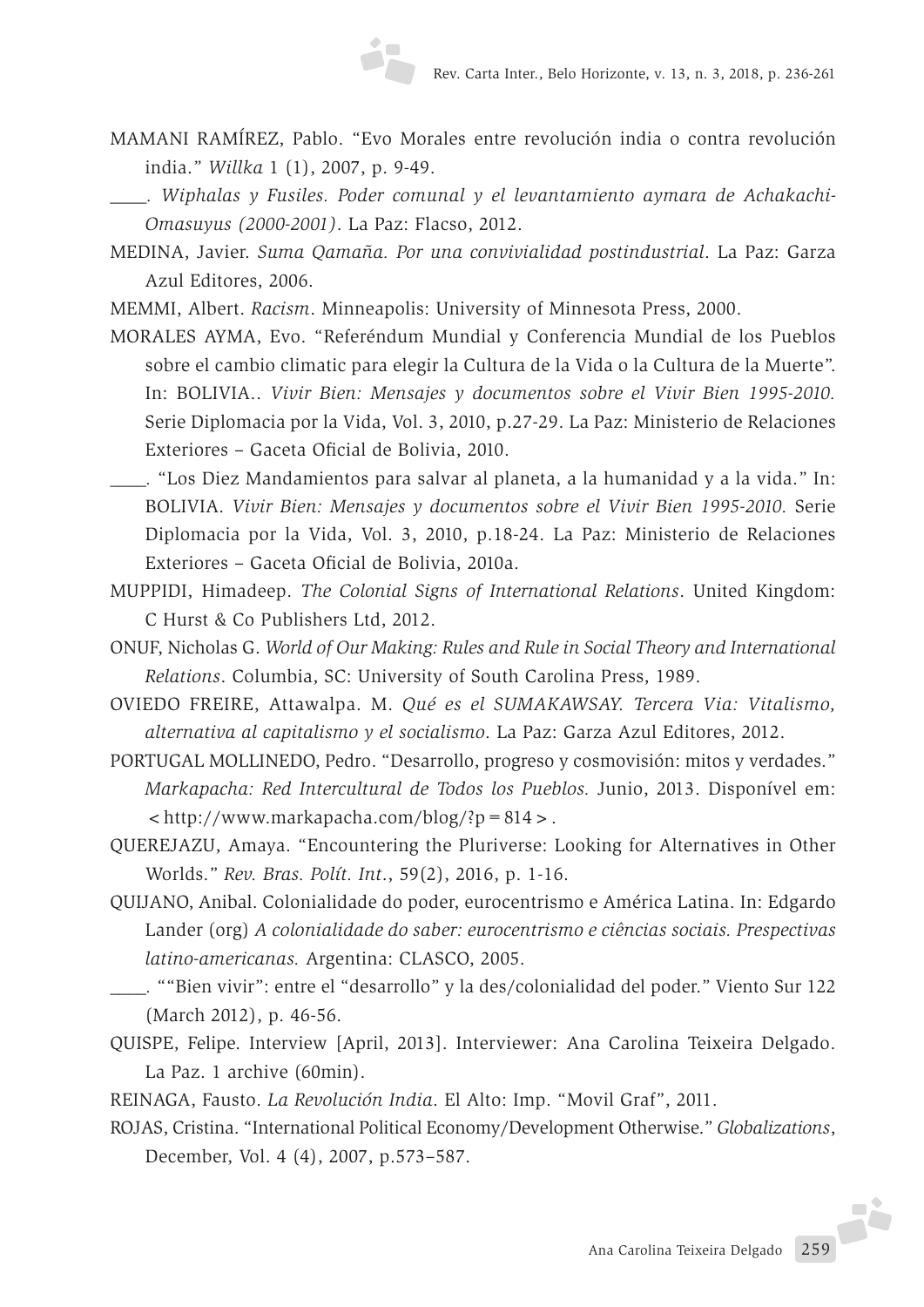MAMANI RAMÍREZ, Pablo. "Evo Morales entre revolución india o contra revolución india." *Willka* 1 (1), 2007, p. 9-49.

____. *Wiphalas y Fusiles. Poder comunal y el levantamiento aymara de Achakachi-Omasuyus (2000-2001)*. La Paz: Flacso, 2012.

MEDINA, Javier. *Suma Qamaña. Por una convivialidad postindustrial*. La Paz: Garza Azul Editores, 2006.

MEMMI, Albert. *Racism*. Minneapolis: University of Minnesota Press, 2000.

MORALES AYMA, Evo. "Referéndum Mundial y Conferencia Mundial de los Pueblos sobre el cambio climatic para elegir la Cultura de la Vida o la Cultura de la Muerte". In: BOLIVIA.. *Vivir Bien: Mensajes y documentos sobre el Vivir Bien 1995-2010.* Serie Diplomacia por la Vida, Vol. 3, 2010, p.27-29. La Paz: Ministerio de Relaciones Exteriores – Gaceta Oficial de Bolivia, 2010.

____. "Los Diez Mandamientos para salvar al planeta, a la humanidad y a la vida." In: BOLIVIA. *Vivir Bien: Mensajes y documentos sobre el Vivir Bien 1995-2010.* Serie Diplomacia por la Vida, Vol. 3, 2010, p.18-24. La Paz: Ministerio de Relaciones Exteriores – Gaceta Oficial de Bolivia, 2010a.

MUPPIDI, Himadeep. *The Colonial Signs of International Relations*. United Kingdom: C Hurst & Co Publishers Ltd, 2012.

ONUF, Nicholas G. *World of Our Making: Rules and Rule in Social Theory and International Relations*. Columbia, SC: University of South Carolina Press, 1989.

OVIEDO FREIRE, Attawalpa. M. *Qué es el SUMAKAWSAY. Tercera Via: Vitalismo, alternativa al capitalismo y el socialismo*. La Paz: Garza Azul Editores, 2012.

PORTUGAL MOLLINEDO, Pedro. "Desarrollo, progreso y cosmovisión: mitos y verdades." *Markapacha: Red Intercultural de Todos los Pueblos.* Junio, 2013. Disponível em: < http://www.markapacha.com/blog/?p = 814 > .

QUEREJAZU, Amaya. "Encountering the Pluriverse: Looking for Alternatives in Other Worlds." *Rev. Bras. Polít. Int*., 59(2), 2016, p. 1-16.

QUIJANO, Anibal. Colonialidade do poder, eurocentrismo e América Latina. In: Edgardo Lander (org) *A colonialidade do saber: eurocentrismo e ciências sociais. Prespectivas latino-americanas.* Argentina: CLASCO, 2005.

____. ""Bien vivir": entre el "desarrollo" y la des/colonialidad del poder." Viento Sur 122 (March 2012), p. 46-56.

QUISPE, Felipe. Interview [April, 2013]. Interviewer: Ana Carolina Teixeira Delgado. La Paz. 1 archive (60min).

REINAGA, Fausto. *La Revolución India.* El Alto: Imp. "Movil Graf", 2011.

ROJAS, Cristina. "International Political Economy/Development Otherwise." *Globalizations*, December, Vol. 4 (4), 2007, p.573–587.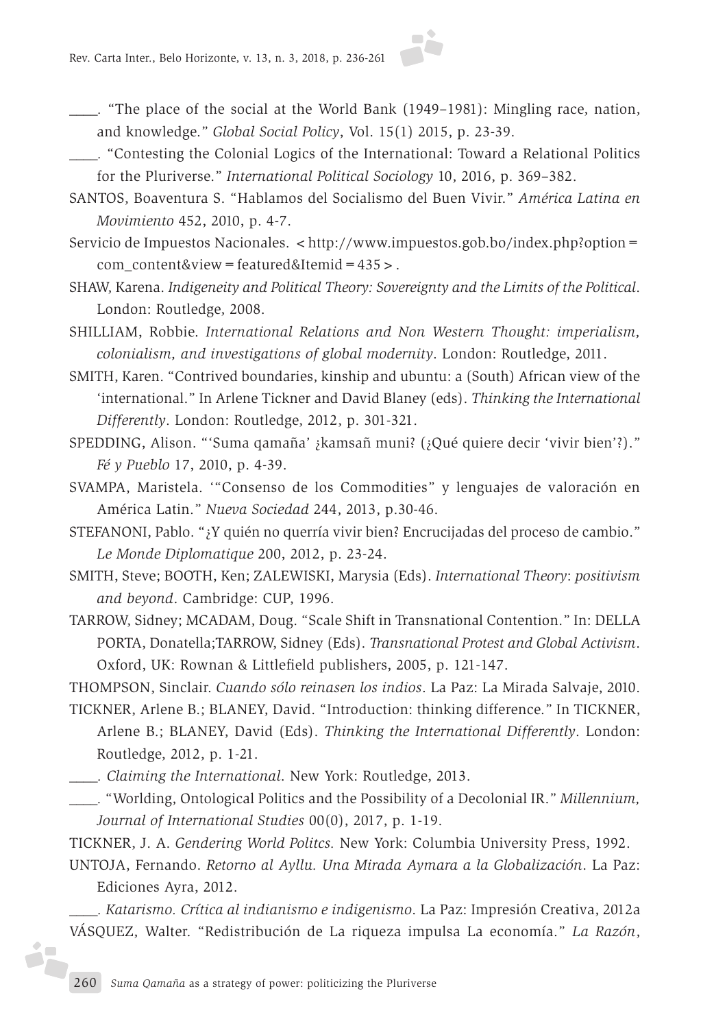____. "The place of the social at the World Bank (1949–1981): Mingling race, nation, and knowledge." *Global Social Policy*, Vol. 15(1) 2015, p. 23-39.

____. "Contesting the Colonial Logics of the International: Toward a Relational Politics for the Pluriverse." *International Political Sociology* 10, 2016, p. 369–382.

SANTOS, Boaventura S. "Hablamos del Socialismo del Buen Vivir." *América Latina en Movimiento* 452, 2010, p. 4-7.

Servicio de Impuestos Nacionales. < http://www.impuestos.gob.bo/index.php?option = com_content&view = featured&Itemid = 435 > .

SHAW, Karena. *Indigeneity and Political Theory: Sovereignty and the Limits of the Political*. London: Routledge, 2008.

SHILLIAM, Robbie. *International Relations and Non Western Thought: imperialism, colonialism, and investigations of global modernity*. London: Routledge, 2011.

SMITH, Karen. "Contrived boundaries, kinship and ubuntu: a (South) African view of the 'international." In Arlene Tickner and David Blaney (eds). *Thinking the International Differently*. London: Routledge, 2012, p. 301-321.

SPEDDING, Alison. "'Suma qamaña' ¿kamsañ muni? (¿Qué quiere decir 'vivir bien'?)." *Fé y Pueblo* 17, 2010, p. 4-39.

SVAMPA, Maristela. '"Consenso de los Commodities" y lenguajes de valoración en América Latin." *Nueva Sociedad* 244, 2013, p.30-46.

STEFANONI, Pablo. "¿Y quién no querría vivir bien? Encrucijadas del proceso de cambio." *Le Monde Diplomatique* 200, 2012, p. 23-24.

SMITH, Steve; BOOTH, Ken; ZALEWISKI, Marysia (Eds). *International Theory*: *positivism and beyond*. Cambridge: CUP, 1996.

TARROW, Sidney; MCADAM, Doug. "Scale Shift in Transnational Contention." In: DELLA PORTA, Donatella;TARROW, Sidney (Eds). *Transnational Protest and Global Activism*. Oxford, UK: Rownan & Littlefield publishers, 2005, p. 121-147.

THOMPSON, Sinclair. *Cuando sólo reinasen los indios*. La Paz: La Mirada Salvaje, 2010.

TICKNER, Arlene B.; BLANEY, David. "Introduction: thinking difference." In TICKNER, Arlene B.; BLANEY, David (Eds). *Thinking the International Differently*. London: Routledge, 2012, p. 1-21.

____. *Claiming the International*. New York: Routledge, 2013.

____. "Worlding, Ontological Politics and the Possibility of a Decolonial IR." *Millennium, Journal of International Studies* 00(0), 2017, p. 1-19.

TICKNER, J. A. *Gendering World Politcs.* New York: Columbia University Press, 1992.

UNTOJA, Fernando. *Retorno al Ayllu. Una Mirada Aymara a la Globalización*. La Paz: Ediciones Ayra, 2012.

____. *Katarismo. Crítica al indianismo e indigenismo*. La Paz: Impresión Creativa, 2012a

VÁSQUEZ, Walter. "Redistribución de La riqueza impulsa La economía." *La Razón*,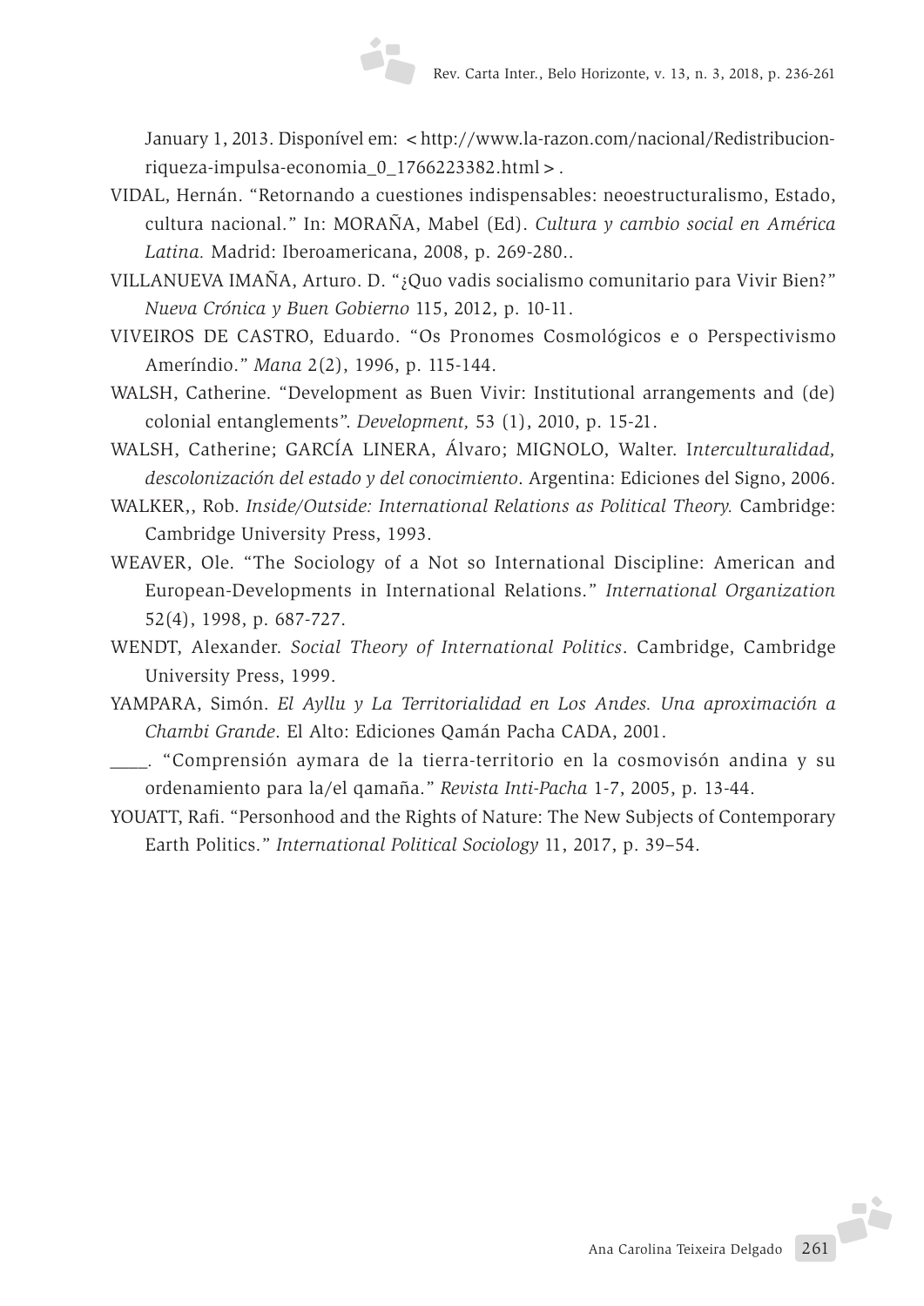January 1, 2013. Disponível em: <http://www.la-razon.com/nacional/Redistribucion-riqueza-impulsa-economia_0_1766223382.html>.

VIDAL, Hernán. "Retornando a cuestiones indispensables: neoestructuralismo, Estado, cultura nacional." In: MORAÑA, Mabel (Ed). *Cultura y cambio social en América Latina.* Madrid: Iberoamericana, 2008, p. 269-280..

VILLANUEVA IMAÑA, Arturo. D. "¿Quo vadis socialismo comunitario para Vivir Bien?" *Nueva Crónica y Buen Gobierno* 115, 2012, p. 10-11.

VIVEIROS DE CASTRO, Eduardo. "Os Pronomes Cosmológicos e o Perspectivismo Ameríndio." *Mana* 2(2), 1996, p. 115-144.

WALSH, Catherine. "Development as Buen Vivir: Institutional arrangements and (de) colonial entanglements". *Development,* 53 (1), 2010, p. 15-21.

WALSH, Catherine; GARCÍA LINERA, Álvaro; MIGNOLO, Walter. I*nterculturalidad, descolonización del estado y del conocimiento*. Argentina: Ediciones del Signo, 2006.

WALKER,, Rob. *Inside/Outside: International Relations as Political Theory.* Cambridge: Cambridge University Press, 1993.

WEAVER, Ole. "The Sociology of a Not so International Discipline: American and European-Developments in International Relations." *International Organization* 52(4), 1998, p. 687-727.

WENDT, Alexander. *Social Theory of International Politics*. Cambridge, Cambridge University Press, 1999.

YAMPARA, Simón. *El Ayllu y La Territorialidad en Los Andes. Una aproximación a Chambi Grande*. El Alto: Ediciones Qamán Pacha CADA, 2001.

____. "Comprensión aymara de la tierra-territorio en la cosmovisón andina y su ordenamiento para la/el qamaña." *Revista Inti-Pacha* 1-7, 2005, p. 13-44.

YOUATT, Rafi. "Personhood and the Rights of Nature: The New Subjects of Contemporary Earth Politics." *International Political Sociology* 11, 2017, p. 39–54.